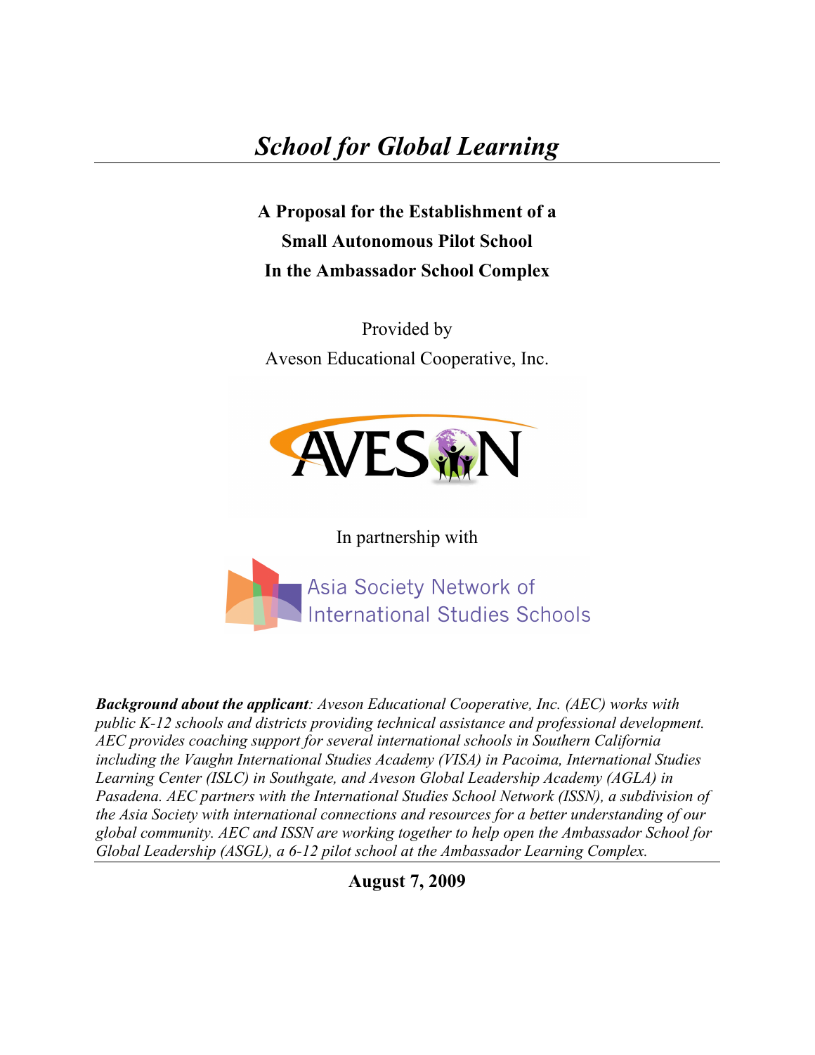# *School for Global Learning*

**A Proposal for the Establishment of a**
**Small Autonomous Pilot School**
**In the Ambassador School Complex**

Provided by
Aveson Educational Cooperative, Inc.

In partnership with

Asia Society Network of International Studies Schools

***Background about the applicant****: Aveson Educational Cooperative, Inc. (AEC) works with public K-12 schools and districts providing technical assistance and professional development. AEC provides coaching support for several international schools in Southern California including the Vaughn International Studies Academy (VISA) in Pacoima, International Studies Learning Center (ISLC) in Southgate, and Aveson Global Leadership Academy (AGLA) in Pasadena. AEC partners with the International Studies School Network (ISSN), a subdivision of the Asia Society with international connections and resources for a better understanding of our global community. AEC and ISSN are working together to help open the Ambassador School for Global Leadership (ASGL), a 6-12 pilot school at the Ambassador Learning Complex.*

**August 7, 2009**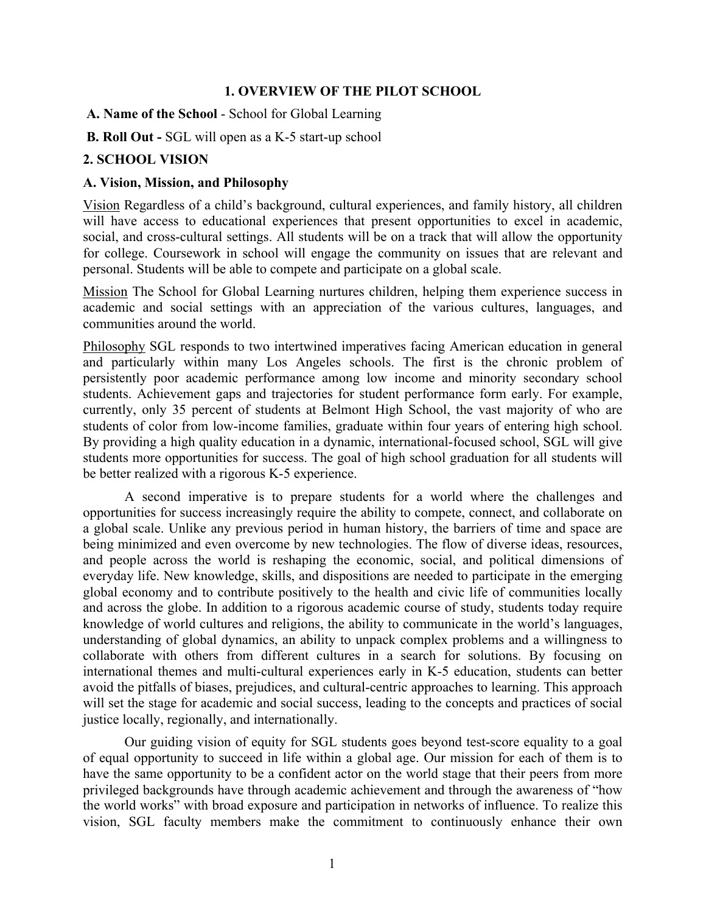## 1. OVERVIEW OF THE PILOT SCHOOL

**A. Name of the School** - School for Global Learning

**B. Roll Out -** SGL will open as a K-5 start-up school

## 2. SCHOOL VISION

### A. Vision, Mission, and Philosophy

Vision Regardless of a child's background, cultural experiences, and family history, all children will have access to educational experiences that present opportunities to excel in academic, social, and cross-cultural settings. All students will be on a track that will allow the opportunity for college. Coursework in school will engage the community on issues that are relevant and personal. Students will be able to compete and participate on a global scale.

Mission The School for Global Learning nurtures children, helping them experience success in academic and social settings with an appreciation of the various cultures, languages, and communities around the world.

Philosophy SGL responds to two intertwined imperatives facing American education in general and particularly within many Los Angeles schools. The first is the chronic problem of persistently poor academic performance among low income and minority secondary school students. Achievement gaps and trajectories for student performance form early. For example, currently, only 35 percent of students at Belmont High School, the vast majority of who are students of color from low-income families, graduate within four years of entering high school. By providing a high quality education in a dynamic, international-focused school, SGL will give students more opportunities for success. The goal of high school graduation for all students will be better realized with a rigorous K-5 experience.

A second imperative is to prepare students for a world where the challenges and opportunities for success increasingly require the ability to compete, connect, and collaborate on a global scale. Unlike any previous period in human history, the barriers of time and space are being minimized and even overcome by new technologies. The flow of diverse ideas, resources, and people across the world is reshaping the economic, social, and political dimensions of everyday life. New knowledge, skills, and dispositions are needed to participate in the emerging global economy and to contribute positively to the health and civic life of communities locally and across the globe. In addition to a rigorous academic course of study, students today require knowledge of world cultures and religions, the ability to communicate in the world's languages, understanding of global dynamics, an ability to unpack complex problems and a willingness to collaborate with others from different cultures in a search for solutions. By focusing on international themes and multi-cultural experiences early in K-5 education, students can better avoid the pitfalls of biases, prejudices, and cultural-centric approaches to learning. This approach will set the stage for academic and social success, leading to the concepts and practices of social justice locally, regionally, and internationally.

Our guiding vision of equity for SGL students goes beyond test-score equality to a goal of equal opportunity to succeed in life within a global age. Our mission for each of them is to have the same opportunity to be a confident actor on the world stage that their peers from more privileged backgrounds have through academic achievement and through the awareness of "how the world works" with broad exposure and participation in networks of influence. To realize this vision, SGL faculty members make the commitment to continuously enhance their own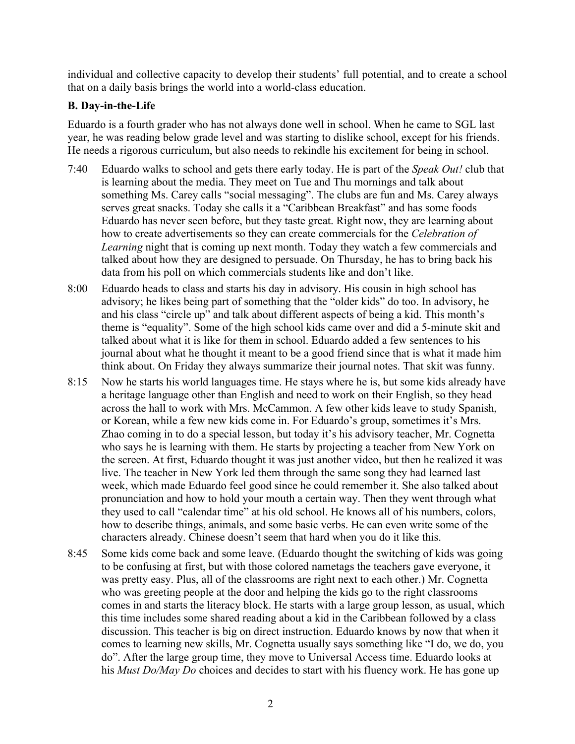individual and collective capacity to develop their students' full potential, and to create a school that on a daily basis brings the world into a world-class education.

### B. Day-in-the-Life

Eduardo is a fourth grader who has not always done well in school. When he came to SGL last year, he was reading below grade level and was starting to dislike school, except for his friends. He needs a rigorous curriculum, but also needs to rekindle his excitement for being in school.

7:40 Eduardo walks to school and gets there early today. He is part of the *Speak Out!* club that is learning about the media. They meet on Tue and Thu mornings and talk about something Ms. Carey calls "social messaging". The clubs are fun and Ms. Carey always serves great snacks. Today she calls it a "Caribbean Breakfast" and has some foods Eduardo has never seen before, but they taste great. Right now, they are learning about how to create advertisements so they can create commercials for the *Celebration of Learning* night that is coming up next month. Today they watch a few commercials and talked about how they are designed to persuade. On Thursday, he has to bring back his data from his poll on which commercials students like and don't like.

8:00 Eduardo heads to class and starts his day in advisory. His cousin in high school has advisory; he likes being part of something that the "older kids" do too. In advisory, he and his class "circle up" and talk about different aspects of being a kid. This month's theme is "equality". Some of the high school kids came over and did a 5-minute skit and talked about what it is like for them in school. Eduardo added a few sentences to his journal about what he thought it meant to be a good friend since that is what it made him think about. On Friday they always summarize their journal notes. That skit was funny.

8:15 Now he starts his world languages time. He stays where he is, but some kids already have a heritage language other than English and need to work on their English, so they head across the hall to work with Mrs. McCammon. A few other kids leave to study Spanish, or Korean, while a few new kids come in. For Eduardo's group, sometimes it's Mrs. Zhao coming in to do a special lesson, but today it's his advisory teacher, Mr. Cognetta who says he is learning with them. He starts by projecting a teacher from New York on the screen. At first, Eduardo thought it was just another video, but then he realized it was live. The teacher in New York led them through the same song they had learned last week, which made Eduardo feel good since he could remember it. She also talked about pronunciation and how to hold your mouth a certain way. Then they went through what they used to call "calendar time" at his old school. He knows all of his numbers, colors, how to describe things, animals, and some basic verbs. He can even write some of the characters already. Chinese doesn't seem that hard when you do it like this.

8:45 Some kids come back and some leave. (Eduardo thought the switching of kids was going to be confusing at first, but with those colored nametags the teachers gave everyone, it was pretty easy. Plus, all of the classrooms are right next to each other.) Mr. Cognetta who was greeting people at the door and helping the kids go to the right classrooms comes in and starts the literacy block. He starts with a large group lesson, as usual, which this time includes some shared reading about a kid in the Caribbean followed by a class discussion. This teacher is big on direct instruction. Eduardo knows by now that when it comes to learning new skills, Mr. Cognetta usually says something like "I do, we do, you do". After the large group time, they move to Universal Access time. Eduardo looks at his *Must Do/May Do* choices and decides to start with his fluency work. He has gone up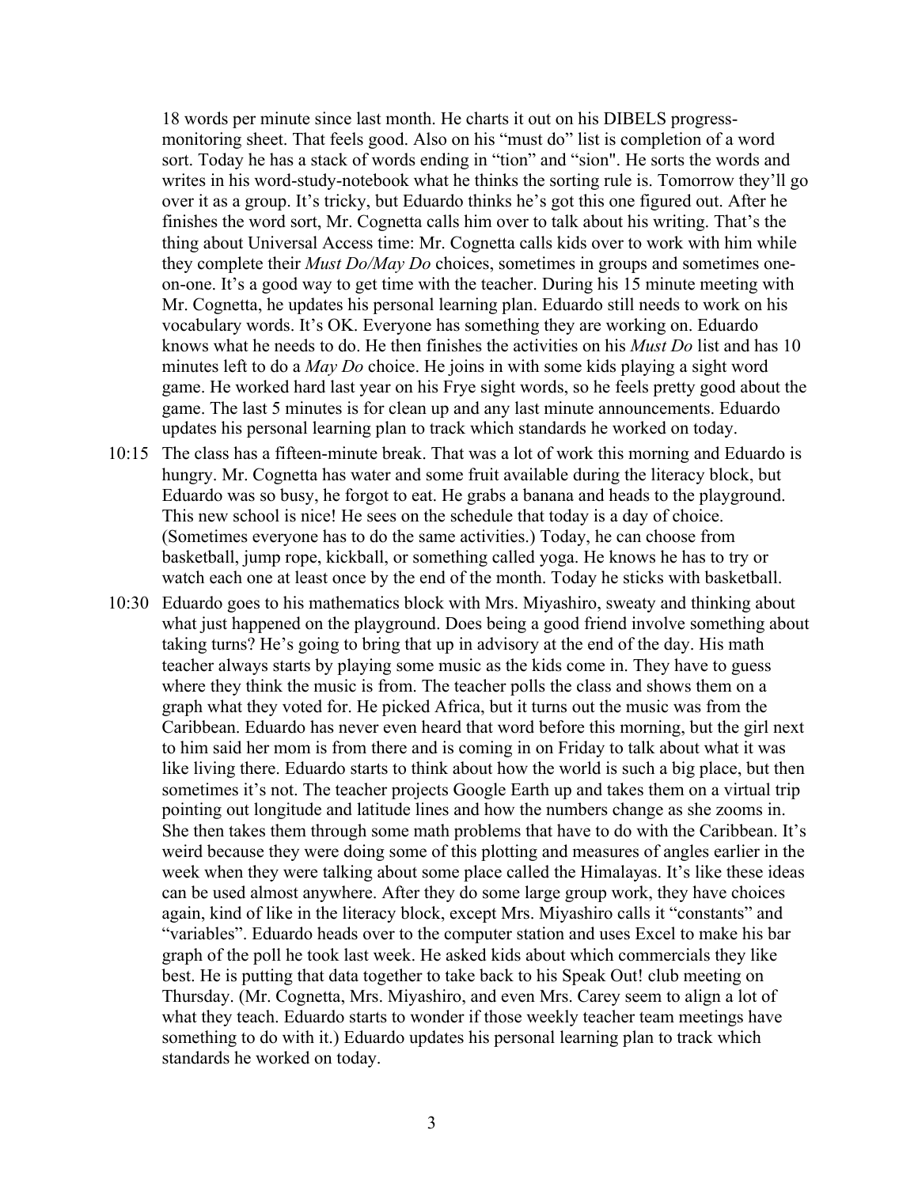18 words per minute since last month. He charts it out on his DIBELS progress-monitoring sheet. That feels good. Also on his "must do" list is completion of a word sort. Today he has a stack of words ending in "tion" and "sion". He sorts the words and writes in his word-study-notebook what he thinks the sorting rule is. Tomorrow they'll go over it as a group. It's tricky, but Eduardo thinks he's got this one figured out. After he finishes the word sort, Mr. Cognetta calls him over to talk about his writing. That's the thing about Universal Access time: Mr. Cognetta calls kids over to work with him while they complete their *Must Do/May Do* choices, sometimes in groups and sometimes one-on-one. It's a good way to get time with the teacher. During his 15 minute meeting with Mr. Cognetta, he updates his personal learning plan. Eduardo still needs to work on his vocabulary words. It's OK. Everyone has something they are working on. Eduardo knows what he needs to do. He then finishes the activities on his *Must Do* list and has 10 minutes left to do a *May Do* choice. He joins in with some kids playing a sight word game. He worked hard last year on his Frye sight words, so he feels pretty good about the game. The last 5 minutes is for clean up and any last minute announcements. Eduardo updates his personal learning plan to track which standards he worked on today.

10:15 The class has a fifteen-minute break. That was a lot of work this morning and Eduardo is hungry. Mr. Cognetta has water and some fruit available during the literacy block, but Eduardo was so busy, he forgot to eat. He grabs a banana and heads to the playground. This new school is nice! He sees on the schedule that today is a day of choice. (Sometimes everyone has to do the same activities.) Today, he can choose from basketball, jump rope, kickball, or something called yoga. He knows he has to try or watch each one at least once by the end of the month. Today he sticks with basketball.

10:30 Eduardo goes to his mathematics block with Mrs. Miyashiro, sweaty and thinking about what just happened on the playground. Does being a good friend involve something about taking turns? He's going to bring that up in advisory at the end of the day. His math teacher always starts by playing some music as the kids come in. They have to guess where they think the music is from. The teacher polls the class and shows them on a graph what they voted for. He picked Africa, but it turns out the music was from the Caribbean. Eduardo has never even heard that word before this morning, but the girl next to him said her mom is from there and is coming in on Friday to talk about what it was like living there. Eduardo starts to think about how the world is such a big place, but then sometimes it's not. The teacher projects Google Earth up and takes them on a virtual trip pointing out longitude and latitude lines and how the numbers change as she zooms in. She then takes them through some math problems that have to do with the Caribbean. It's weird because they were doing some of this plotting and measures of angles earlier in the week when they were talking about some place called the Himalayas. It's like these ideas can be used almost anywhere. After they do some large group work, they have choices again, kind of like in the literacy block, except Mrs. Miyashiro calls it "constants" and "variables". Eduardo heads over to the computer station and uses Excel to make his bar graph of the poll he took last week. He asked kids about which commercials they like best. He is putting that data together to take back to his Speak Out! club meeting on Thursday. (Mr. Cognetta, Mrs. Miyashiro, and even Mrs. Carey seem to align a lot of what they teach. Eduardo starts to wonder if those weekly teacher team meetings have something to do with it.) Eduardo updates his personal learning plan to track which standards he worked on today.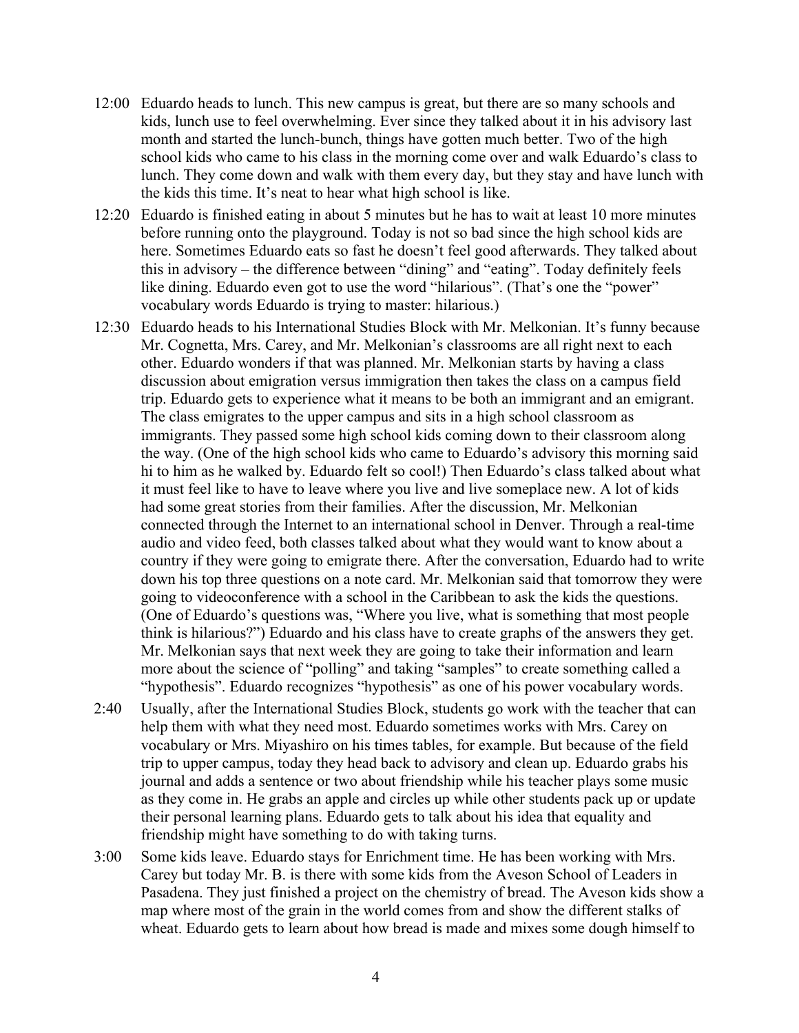12:00 Eduardo heads to lunch. This new campus is great, but there are so many schools and kids, lunch use to feel overwhelming. Ever since they talked about it in his advisory last month and started the lunch-bunch, things have gotten much better. Two of the high school kids who came to his class in the morning come over and walk Eduardo's class to lunch. They come down and walk with them every day, but they stay and have lunch with the kids this time. It's neat to hear what high school is like.

12:20 Eduardo is finished eating in about 5 minutes but he has to wait at least 10 more minutes before running onto the playground. Today is not so bad since the high school kids are here. Sometimes Eduardo eats so fast he doesn't feel good afterwards. They talked about this in advisory – the difference between "dining" and "eating". Today definitely feels like dining. Eduardo even got to use the word "hilarious". (That's one the "power" vocabulary words Eduardo is trying to master: hilarious.)

12:30 Eduardo heads to his International Studies Block with Mr. Melkonian. It's funny because Mr. Cognetta, Mrs. Carey, and Mr. Melkonian's classrooms are all right next to each other. Eduardo wonders if that was planned. Mr. Melkonian starts by having a class discussion about emigration versus immigration then takes the class on a campus field trip. Eduardo gets to experience what it means to be both an immigrant and an emigrant. The class emigrates to the upper campus and sits in a high school classroom as immigrants. They passed some high school kids coming down to their classroom along the way. (One of the high school kids who came to Eduardo's advisory this morning said hi to him as he walked by. Eduardo felt so cool!) Then Eduardo's class talked about what it must feel like to have to leave where you live and live someplace new. A lot of kids had some great stories from their families. After the discussion, Mr. Melkonian connected through the Internet to an international school in Denver. Through a real-time audio and video feed, both classes talked about what they would want to know about a country if they were going to emigrate there. After the conversation, Eduardo had to write down his top three questions on a note card. Mr. Melkonian said that tomorrow they were going to videoconference with a school in the Caribbean to ask the kids the questions. (One of Eduardo's questions was, "Where you live, what is something that most people think is hilarious?") Eduardo and his class have to create graphs of the answers they get. Mr. Melkonian says that next week they are going to take their information and learn more about the science of "polling" and taking "samples" to create something called a "hypothesis". Eduardo recognizes "hypothesis" as one of his power vocabulary words.

2:40 Usually, after the International Studies Block, students go work with the teacher that can help them with what they need most. Eduardo sometimes works with Mrs. Carey on vocabulary or Mrs. Miyashiro on his times tables, for example. But because of the field trip to upper campus, today they head back to advisory and clean up. Eduardo grabs his journal and adds a sentence or two about friendship while his teacher plays some music as they come in. He grabs an apple and circles up while other students pack up or update their personal learning plans. Eduardo gets to talk about his idea that equality and friendship might have something to do with taking turns.

3:00 Some kids leave. Eduardo stays for Enrichment time. He has been working with Mrs. Carey but today Mr. B. is there with some kids from the Aveson School of Leaders in Pasadena. They just finished a project on the chemistry of bread. The Aveson kids show a map where most of the grain in the world comes from and show the different stalks of wheat. Eduardo gets to learn about how bread is made and mixes some dough himself to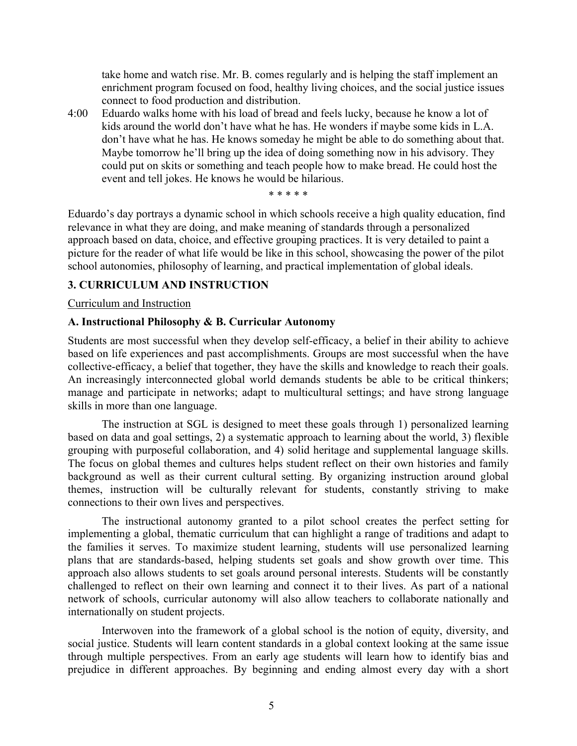take home and watch rise. Mr. B. comes regularly and is helping the staff implement an enrichment program focused on food, healthy living choices, and the social justice issues connect to food production and distribution.

4:00 Eduardo walks home with his load of bread and feels lucky, because he know a lot of kids around the world don't have what he has. He wonders if maybe some kids in L.A. don't have what he has. He knows someday he might be able to do something about that. Maybe tomorrow he'll bring up the idea of doing something now in his advisory. They could put on skits or something and teach people how to make bread. He could host the event and tell jokes. He knows he would be hilarious.

\* \* \* \* \*

Eduardo's day portrays a dynamic school in which schools receive a high quality education, find relevance in what they are doing, and make meaning of standards through a personalized approach based on data, choice, and effective grouping practices. It is very detailed to paint a picture for the reader of what life would be like in this school, showcasing the power of the pilot school autonomies, philosophy of learning, and practical implementation of global ideals.

## 3. CURRICULUM AND INSTRUCTION

Curriculum and Instruction

### A. Instructional Philosophy & B. Curricular Autonomy

Students are most successful when they develop self-efficacy, a belief in their ability to achieve based on life experiences and past accomplishments. Groups are most successful when the have collective-efficacy, a belief that together, they have the skills and knowledge to reach their goals. An increasingly interconnected global world demands students be able to be critical thinkers; manage and participate in networks; adapt to multicultural settings; and have strong language skills in more than one language.

The instruction at SGL is designed to meet these goals through 1) personalized learning based on data and goal settings, 2) a systematic approach to learning about the world, 3) flexible grouping with purposeful collaboration, and 4) solid heritage and supplemental language skills. The focus on global themes and cultures helps student reflect on their own histories and family background as well as their current cultural setting. By organizing instruction around global themes, instruction will be culturally relevant for students, constantly striving to make connections to their own lives and perspectives.

The instructional autonomy granted to a pilot school creates the perfect setting for implementing a global, thematic curriculum that can highlight a range of traditions and adapt to the families it serves. To maximize student learning, students will use personalized learning plans that are standards-based, helping students set goals and show growth over time. This approach also allows students to set goals around personal interests. Students will be constantly challenged to reflect on their own learning and connect it to their lives. As part of a national network of schools, curricular autonomy will also allow teachers to collaborate nationally and internationally on student projects.

Interwoven into the framework of a global school is the notion of equity, diversity, and social justice. Students will learn content standards in a global context looking at the same issue through multiple perspectives. From an early age students will learn how to identify bias and prejudice in different approaches. By beginning and ending almost every day with a short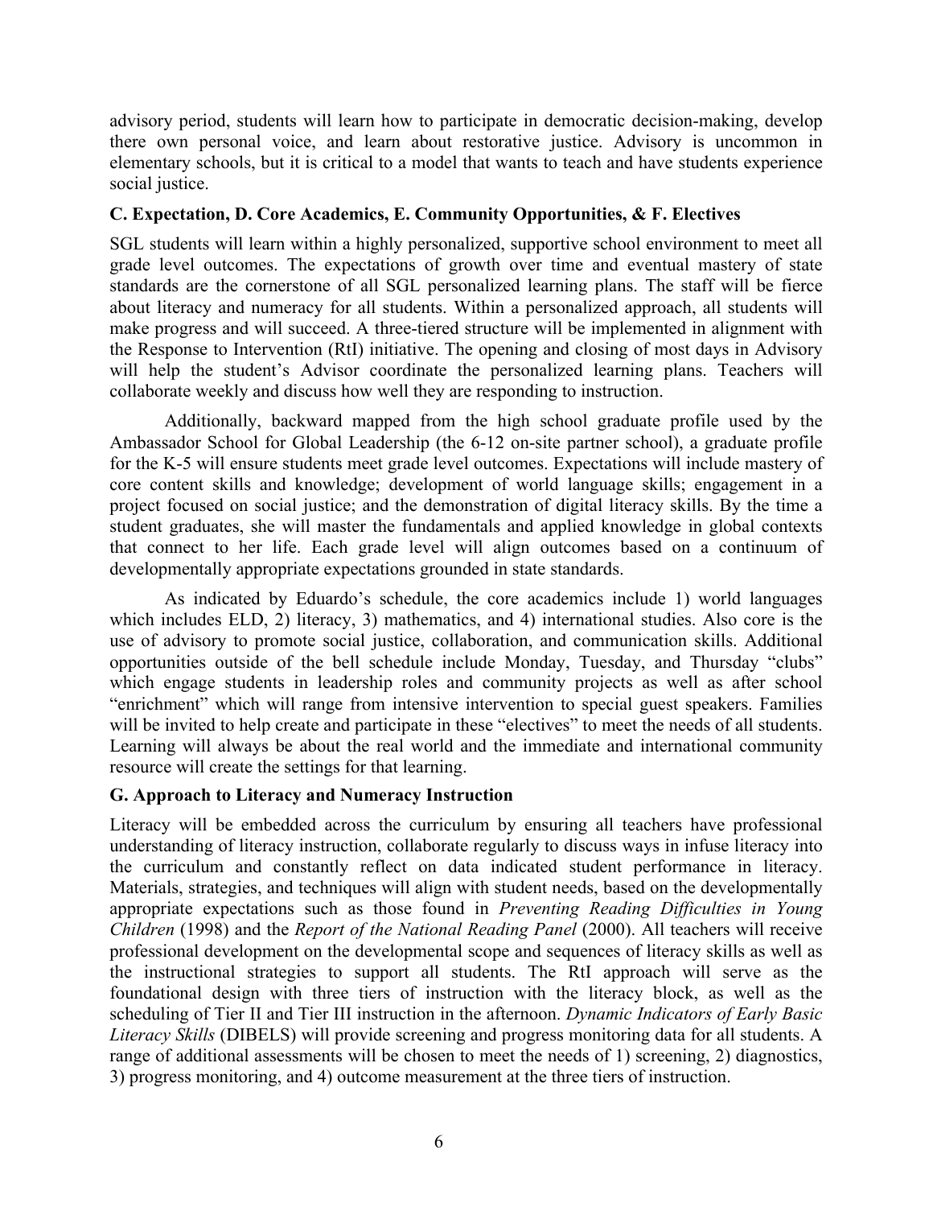advisory period, students will learn how to participate in democratic decision-making, develop there own personal voice, and learn about restorative justice. Advisory is uncommon in elementary schools, but it is critical to a model that wants to teach and have students experience social justice.

### C. Expectation, D. Core Academics, E. Community Opportunities, & F. Electives

SGL students will learn within a highly personalized, supportive school environment to meet all grade level outcomes. The expectations of growth over time and eventual mastery of state standards are the cornerstone of all SGL personalized learning plans. The staff will be fierce about literacy and numeracy for all students. Within a personalized approach, all students will make progress and will succeed. A three-tiered structure will be implemented in alignment with the Response to Intervention (RtI) initiative. The opening and closing of most days in Advisory will help the student's Advisor coordinate the personalized learning plans. Teachers will collaborate weekly and discuss how well they are responding to instruction.

Additionally, backward mapped from the high school graduate profile used by the Ambassador School for Global Leadership (the 6-12 on-site partner school), a graduate profile for the K-5 will ensure students meet grade level outcomes. Expectations will include mastery of core content skills and knowledge; development of world language skills; engagement in a project focused on social justice; and the demonstration of digital literacy skills. By the time a student graduates, she will master the fundamentals and applied knowledge in global contexts that connect to her life. Each grade level will align outcomes based on a continuum of developmentally appropriate expectations grounded in state standards.

As indicated by Eduardo's schedule, the core academics include 1) world languages which includes ELD, 2) literacy, 3) mathematics, and 4) international studies. Also core is the use of advisory to promote social justice, collaboration, and communication skills. Additional opportunities outside of the bell schedule include Monday, Tuesday, and Thursday "clubs" which engage students in leadership roles and community projects as well as after school "enrichment" which will range from intensive intervention to special guest speakers. Families will be invited to help create and participate in these "electives" to meet the needs of all students. Learning will always be about the real world and the immediate and international community resource will create the settings for that learning.

### G. Approach to Literacy and Numeracy Instruction

Literacy will be embedded across the curriculum by ensuring all teachers have professional understanding of literacy instruction, collaborate regularly to discuss ways in infuse literacy into the curriculum and constantly reflect on data indicated student performance in literacy. Materials, strategies, and techniques will align with student needs, based on the developmentally appropriate expectations such as those found in *Preventing Reading Difficulties in Young Children* (1998) and the *Report of the National Reading Panel* (2000). All teachers will receive professional development on the developmental scope and sequences of literacy skills as well as the instructional strategies to support all students. The RtI approach will serve as the foundational design with three tiers of instruction with the literacy block, as well as the scheduling of Tier II and Tier III instruction in the afternoon. *Dynamic Indicators of Early Basic Literacy Skills* (DIBELS) will provide screening and progress monitoring data for all students. A range of additional assessments will be chosen to meet the needs of 1) screening, 2) diagnostics, 3) progress monitoring, and 4) outcome measurement at the three tiers of instruction.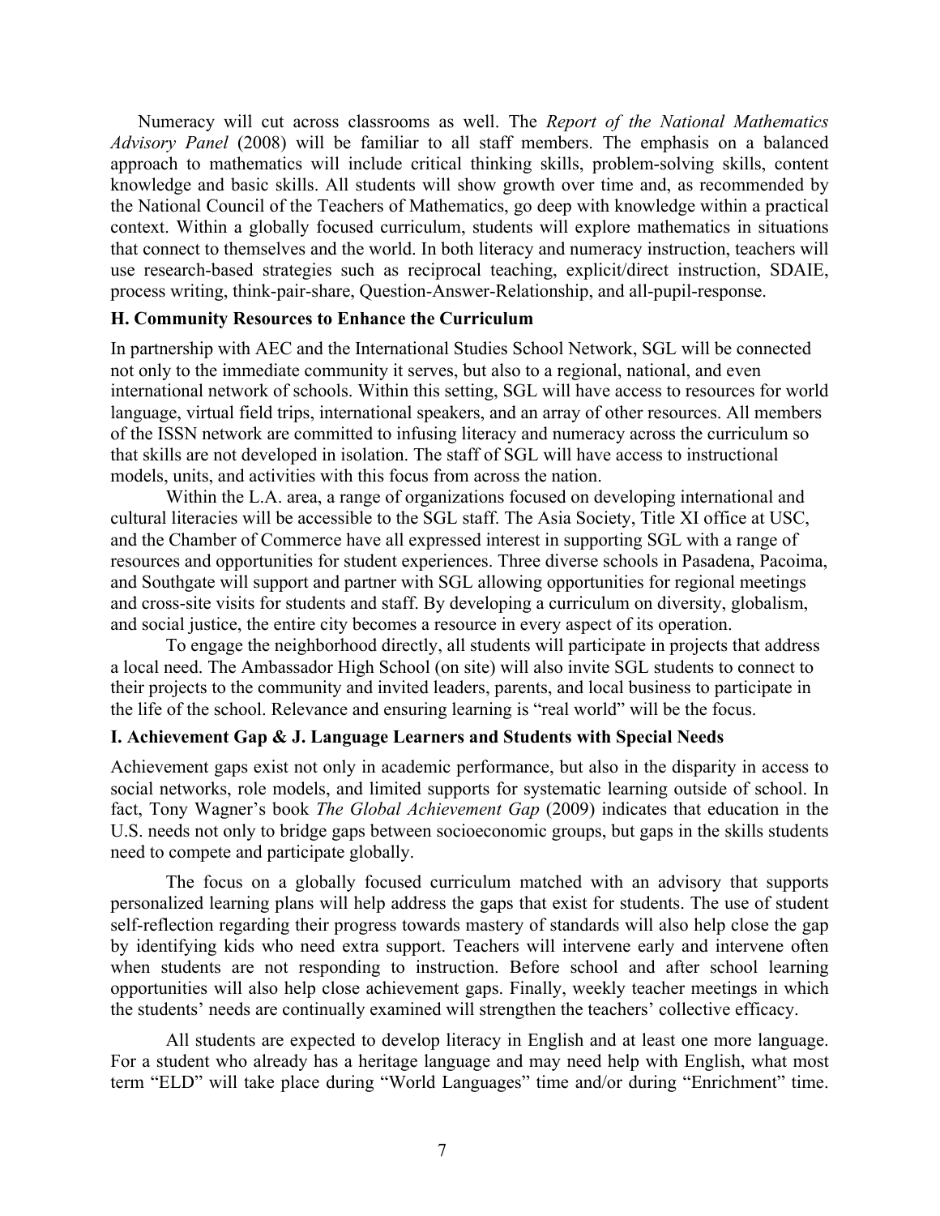Numeracy will cut across classrooms as well. The *Report of the National Mathematics Advisory Panel* (2008) will be familiar to all staff members. The emphasis on a balanced approach to mathematics will include critical thinking skills, problem-solving skills, content knowledge and basic skills. All students will show growth over time and, as recommended by the National Council of the Teachers of Mathematics, go deep with knowledge within a practical context. Within a globally focused curriculum, students will explore mathematics in situations that connect to themselves and the world. In both literacy and numeracy instruction, teachers will use research-based strategies such as reciprocal teaching, explicit/direct instruction, SDAIE, process writing, think-pair-share, Question-Answer-Relationship, and all-pupil-response.

### H. Community Resources to Enhance the Curriculum

In partnership with AEC and the International Studies School Network, SGL will be connected not only to the immediate community it serves, but also to a regional, national, and even international network of schools. Within this setting, SGL will have access to resources for world language, virtual field trips, international speakers, and an array of other resources. All members of the ISSN network are committed to infusing literacy and numeracy across the curriculum so that skills are not developed in isolation. The staff of SGL will have access to instructional models, units, and activities with this focus from across the nation.

Within the L.A. area, a range of organizations focused on developing international and cultural literacies will be accessible to the SGL staff. The Asia Society, Title XI office at USC, and the Chamber of Commerce have all expressed interest in supporting SGL with a range of resources and opportunities for student experiences. Three diverse schools in Pasadena, Pacoima, and Southgate will support and partner with SGL allowing opportunities for regional meetings and cross-site visits for students and staff. By developing a curriculum on diversity, globalism, and social justice, the entire city becomes a resource in every aspect of its operation.

To engage the neighborhood directly, all students will participate in projects that address a local need. The Ambassador High School (on site) will also invite SGL students to connect to their projects to the community and invited leaders, parents, and local business to participate in the life of the school. Relevance and ensuring learning is "real world" will be the focus.

### I. Achievement Gap & J. Language Learners and Students with Special Needs

Achievement gaps exist not only in academic performance, but also in the disparity in access to social networks, role models, and limited supports for systematic learning outside of school. In fact, Tony Wagner's book *The Global Achievement Gap* (2009) indicates that education in the U.S. needs not only to bridge gaps between socioeconomic groups, but gaps in the skills students need to compete and participate globally.

The focus on a globally focused curriculum matched with an advisory that supports personalized learning plans will help address the gaps that exist for students. The use of student self-reflection regarding their progress towards mastery of standards will also help close the gap by identifying kids who need extra support. Teachers will intervene early and intervene often when students are not responding to instruction. Before school and after school learning opportunities will also help close achievement gaps. Finally, weekly teacher meetings in which the students' needs are continually examined will strengthen the teachers' collective efficacy.

All students are expected to develop literacy in English and at least one more language. For a student who already has a heritage language and may need help with English, what most term "ELD" will take place during "World Languages" time and/or during "Enrichment" time.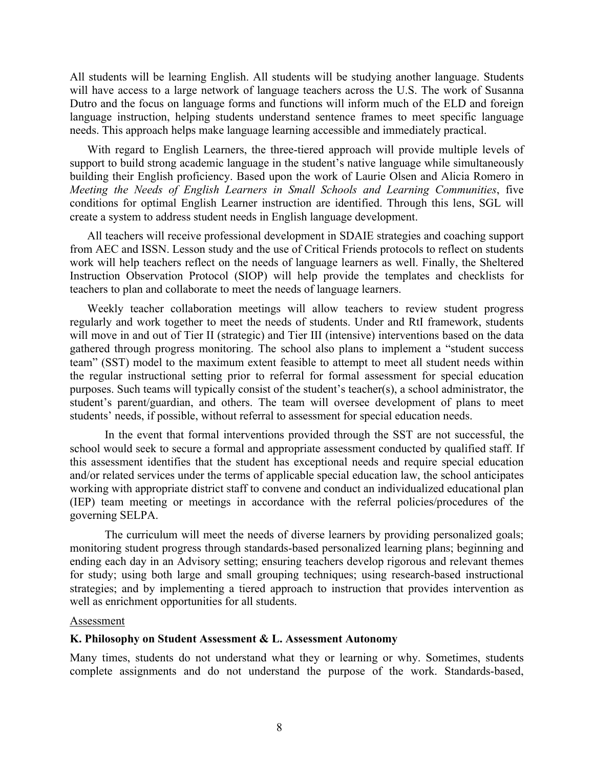All students will be learning English. All students will be studying another language. Students will have access to a large network of language teachers across the U.S. The work of Susanna Dutro and the focus on language forms and functions will inform much of the ELD and foreign language instruction, helping students understand sentence frames to meet specific language needs. This approach helps make language learning accessible and immediately practical.

With regard to English Learners, the three-tiered approach will provide multiple levels of support to build strong academic language in the student's native language while simultaneously building their English proficiency. Based upon the work of Laurie Olsen and Alicia Romero in *Meeting the Needs of English Learners in Small Schools and Learning Communities*, five conditions for optimal English Learner instruction are identified. Through this lens, SGL will create a system to address student needs in English language development.

All teachers will receive professional development in SDAIE strategies and coaching support from AEC and ISSN. Lesson study and the use of Critical Friends protocols to reflect on students work will help teachers reflect on the needs of language learners as well. Finally, the Sheltered Instruction Observation Protocol (SIOP) will help provide the templates and checklists for teachers to plan and collaborate to meet the needs of language learners.

Weekly teacher collaboration meetings will allow teachers to review student progress regularly and work together to meet the needs of students. Under and RtI framework, students will move in and out of Tier II (strategic) and Tier III (intensive) interventions based on the data gathered through progress monitoring. The school also plans to implement a "student success team" (SST) model to the maximum extent feasible to attempt to meet all student needs within the regular instructional setting prior to referral for formal assessment for special education purposes. Such teams will typically consist of the student's teacher(s), a school administrator, the student's parent/guardian, and others. The team will oversee development of plans to meet students' needs, if possible, without referral to assessment for special education needs.

In the event that formal interventions provided through the SST are not successful, the school would seek to secure a formal and appropriate assessment conducted by qualified staff. If this assessment identifies that the student has exceptional needs and require special education and/or related services under the terms of applicable special education law, the school anticipates working with appropriate district staff to convene and conduct an individualized educational plan (IEP) team meeting or meetings in accordance with the referral policies/procedures of the governing SELPA.

The curriculum will meet the needs of diverse learners by providing personalized goals; monitoring student progress through standards-based personalized learning plans; beginning and ending each day in an Advisory setting; ensuring teachers develop rigorous and relevant themes for study; using both large and small grouping techniques; using research-based instructional strategies; and by implementing a tiered approach to instruction that provides intervention as well as enrichment opportunities for all students.

Assessment

**K. Philosophy on Student Assessment & L. Assessment Autonomy**

Many times, students do not understand what they or learning or why. Sometimes, students complete assignments and do not understand the purpose of the work. Standards-based,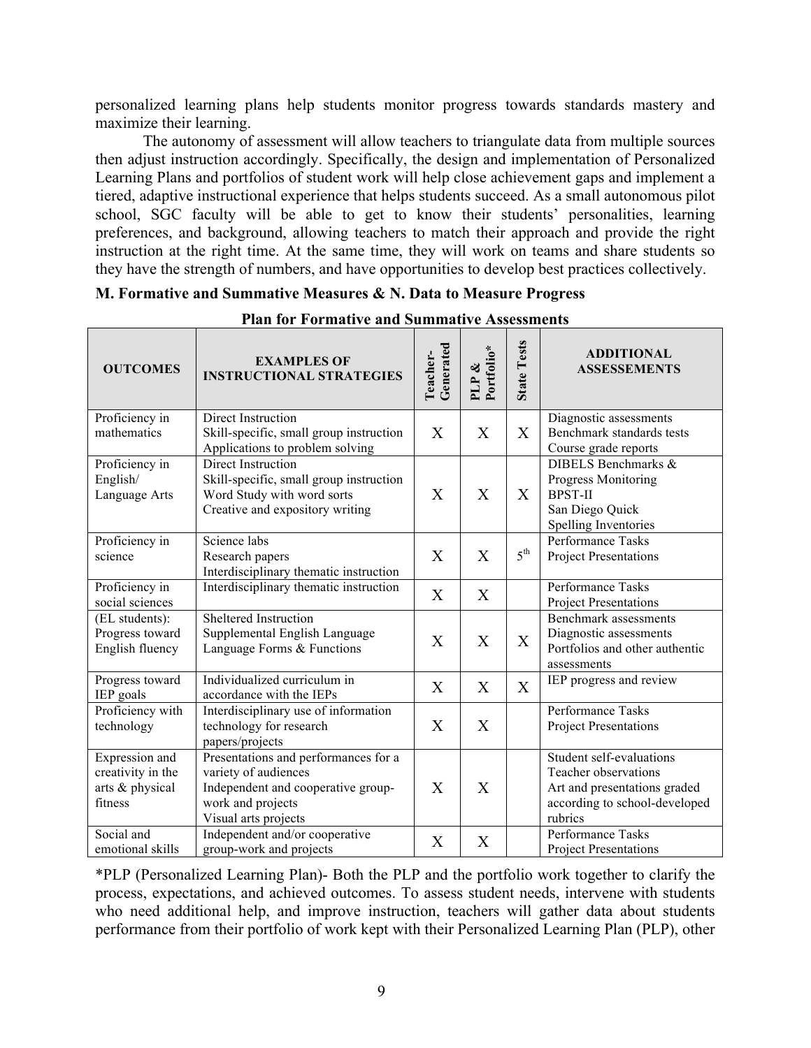personalized learning plans help students monitor progress towards standards mastery and maximize their learning.

The autonomy of assessment will allow teachers to triangulate data from multiple sources then adjust instruction accordingly. Specifically, the design and implementation of Personalized Learning Plans and portfolios of student work will help close achievement gaps and implement a tiered, adaptive instructional experience that helps students succeed. As a small autonomous pilot school, SGC faculty will be able to get to know their students' personalities, learning preferences, and background, allowing teachers to match their approach and provide the right instruction at the right time. At the same time, they will work on teams and share students so they have the strength of numbers, and have opportunities to develop best practices collectively.

**M. Formative and Summative Measures & N. Data to Measure Progress**

**Plan for Formative and Summative Assessments**

| OUTCOMES | EXAMPLES OF INSTRUCTIONAL STRATEGIES | Teacher-Generated | PLP & Portfolio* | State Tests | ADDITIONAL ASSESSEMENTS |
|---|---|---|---|---|---|
| Proficiency in mathematics | Direct Instruction<br>Skill-specific, small group instruction<br>Applications to problem solving | X | X | X | Diagnostic assessments<br>Benchmark standards tests<br>Course grade reports |
| Proficiency in English/ Language Arts | Direct Instruction<br>Skill-specific, small group instruction<br>Word Study with word sorts<br>Creative and expository writing | X | X | X | DIBELS Benchmarks & Progress Monitoring<br>BPST-II<br>San Diego Quick<br>Spelling Inventories |
| Proficiency in science | Science labs<br>Research papers<br>Interdisciplinary thematic instruction | X | X | 5th | Performance Tasks<br>Project Presentations |
| Proficiency in social sciences | Interdisciplinary thematic instruction | X | X | | Performance Tasks<br>Project Presentations |
| (EL students): Progress toward English fluency | Sheltered Instruction<br>Supplemental English Language<br>Language Forms & Functions | X | X | X | Benchmark assessments<br>Diagnostic assessments<br>Portfolios and other authentic assessments |
| Progress toward IEP goals | Individualized curriculum in accordance with the IEPs | X | X | X | IEP progress and review |
| Proficiency with technology | Interdisciplinary use of information technology for research papers/projects | X | X | | Performance Tasks<br>Project Presentations |
| Expression and creativity in the arts & physical fitness | Presentations and performances for a variety of audiences<br>Independent and cooperative group-work and projects<br>Visual arts projects | X | X | | Student self-evaluations<br>Teacher observations<br>Art and presentations graded according to school-developed rubrics |
| Social and emotional skills | Independent and/or cooperative group-work and projects | X | X | | Performance Tasks<br>Project Presentations |

*PLP (Personalized Learning Plan)- Both the PLP and the portfolio work together to clarify the process, expectations, and achieved outcomes. To assess student needs, intervene with students who need additional help, and improve instruction, teachers will gather data about students performance from their portfolio of work kept with their Personalized Learning Plan (PLP), other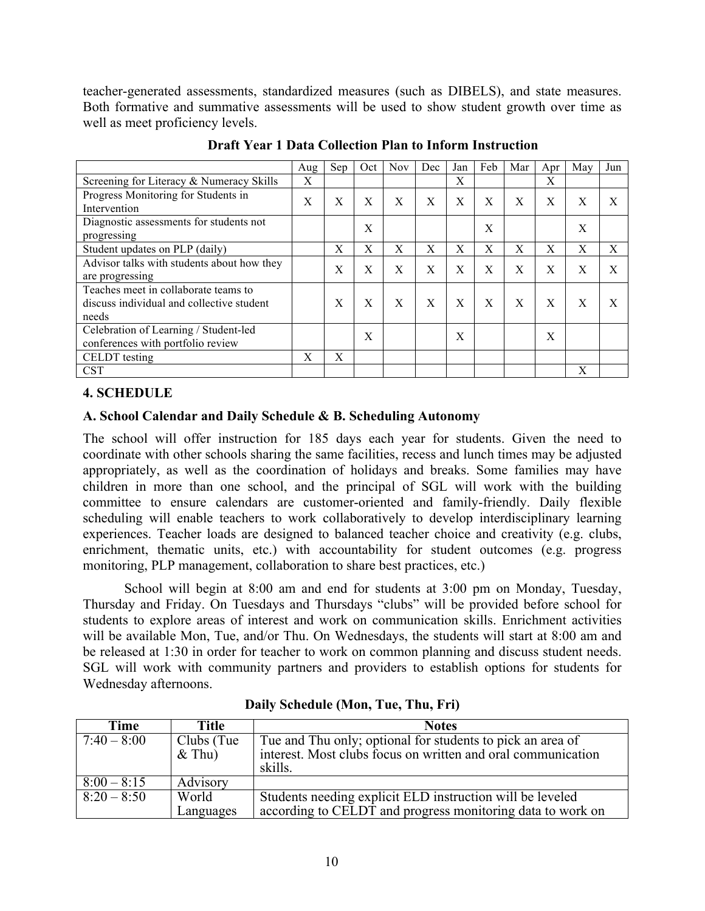teacher-generated assessments, standardized measures (such as DIBELS), and state measures. Both formative and summative assessments will be used to show student growth over time as well as meet proficiency levels.

**Draft Year 1 Data Collection Plan to Inform Instruction**

| | Aug | Sep | Oct | Nov | Dec | Jan | Feb | Mar | Apr | May | Jun |
|---|---|---|---|---|---|---|---|---|---|---|---|
| Screening for Literacy & Numeracy Skills | X | | | | | X | | | X | | |
| Progress Monitoring for Students in Intervention | X | X | X | X | X | X | X | X | X | X | X |
| Diagnostic assessments for students not progressing | | | X | | | | X | | | X | |
| Student updates on PLP (daily) | | X | X | X | X | X | X | X | X | X | X |
| Advisor talks with students about how they are progressing | | X | X | X | X | X | X | X | X | X | X |
| Teaches meet in collaborate teams to discuss individual and collective student needs | | X | X | X | X | X | X | X | X | X | X |
| Celebration of Learning / Student-led conferences with portfolio review | | | X | | | X | | | X | | |
| CELDT testing | X | X | | | | | | | | | |
| CST | | | | | | | | | | X | |

## 4. SCHEDULE

### A. School Calendar and Daily Schedule & B. Scheduling Autonomy

The school will offer instruction for 185 days each year for students. Given the need to coordinate with other schools sharing the same facilities, recess and lunch times may be adjusted appropriately, as well as the coordination of holidays and breaks. Some families may have children in more than one school, and the principal of SGL will work with the building committee to ensure calendars are customer-oriented and family-friendly. Daily flexible scheduling will enable teachers to work collaboratively to develop interdisciplinary learning experiences. Teacher loads are designed to balanced teacher choice and creativity (e.g. clubs, enrichment, thematic units, etc.) with accountability for student outcomes (e.g. progress monitoring, PLP management, collaboration to share best practices, etc.)

School will begin at 8:00 am and end for students at 3:00 pm on Monday, Tuesday, Thursday and Friday. On Tuesdays and Thursdays "clubs" will be provided before school for students to explore areas of interest and work on communication skills. Enrichment activities will be available Mon, Tue, and/or Thu. On Wednesdays, the students will start at 8:00 am and be released at 1:30 in order for teacher to work on common planning and discuss student needs. SGL will work with community partners and providers to establish options for students for Wednesday afternoons.

**Daily Schedule (Mon, Tue, Thu, Fri)**

| Time | Title | Notes |
|---|---|---|
| 7:40 – 8:00 | Clubs (Tue & Thu) | Tue and Thu only; optional for students to pick an area of interest. Most clubs focus on written and oral communication skills. |
| 8:00 – 8:15 | Advisory | |
| 8:20 – 8:50 | World Languages | Students needing explicit ELD instruction will be leveled according to CELDT and progress monitoring data to work on |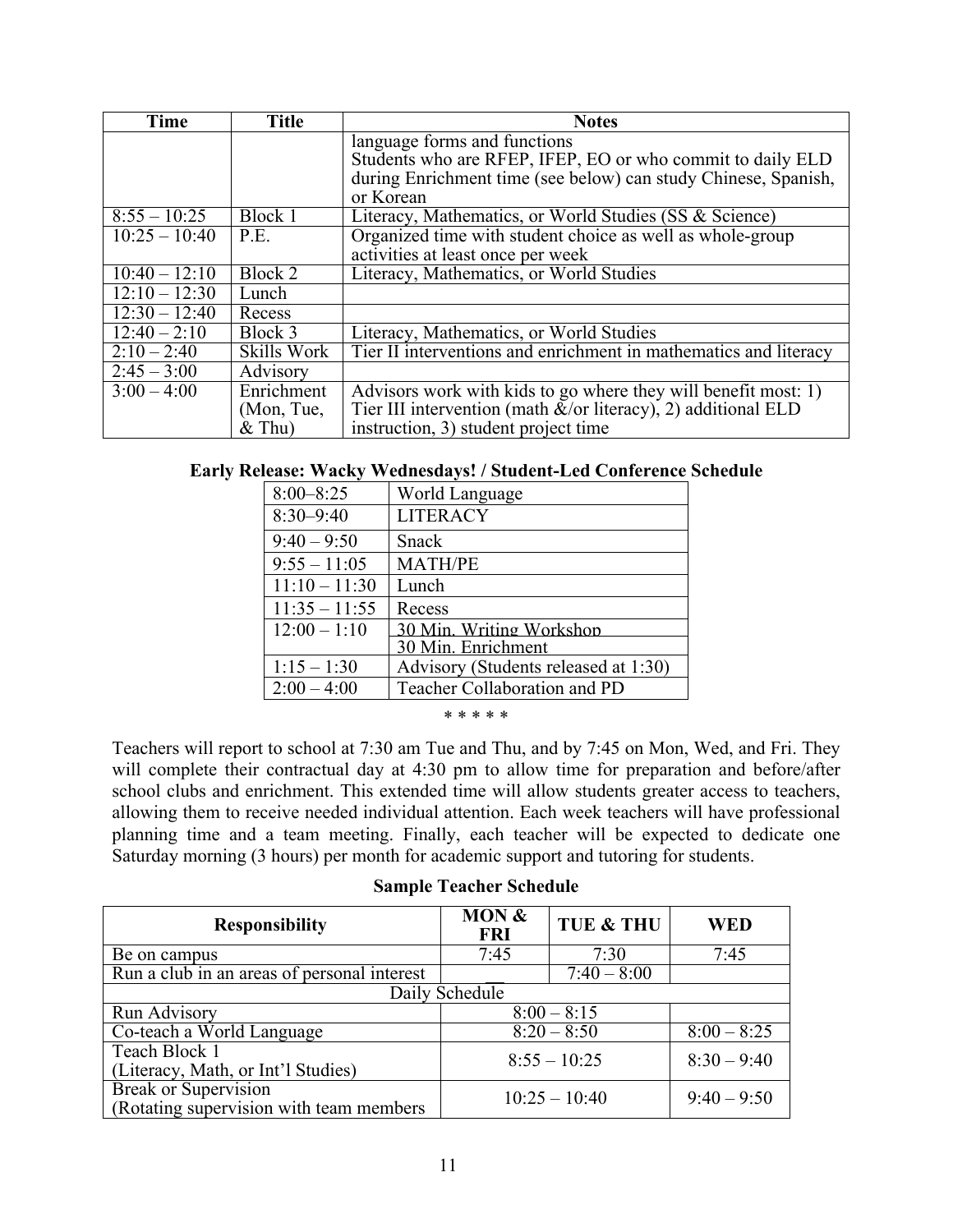| Time | Title | Notes |
|---|---|---|
| | | language forms and functions<br>Students who are RFEP, IFEP, EO or who commit to daily ELD during Enrichment time (see below) can study Chinese, Spanish, or Korean |
| 8:55 – 10:25 | Block 1 | Literacy, Mathematics, or World Studies (SS & Science) |
| 10:25 – 10:40 | P.E. | Organized time with student choice as well as whole-group activities at least once per week |
| 10:40 – 12:10 | Block 2 | Literacy, Mathematics, or World Studies |
| 12:10 – 12:30 | Lunch | |
| 12:30 – 12:40 | Recess | |
| 12:40 – 2:10 | Block 3 | Literacy, Mathematics, or World Studies |
| 2:10 – 2:40 | Skills Work | Tier II interventions and enrichment in mathematics and literacy |
| 2:45 – 3:00 | Advisory | |
| 3:00 – 4:00 | Enrichment (Mon, Tue, & Thu) | Advisors work with kids to go where they will benefit most: 1) Tier III intervention (math &/or literacy), 2) additional ELD instruction, 3) student project time |

**Early Release: Wacky Wednesdays! / Student-Led Conference Schedule**

| | |
|---|---|
| 8:00–8:25 | World Language |
| 8:30–9:40 | LITERACY |
| 9:40 – 9:50 | Snack |
| 9:55 – 11:05 | MATH/PE |
| 11:10 – 11:30 | Lunch |
| 11:35 – 11:55 | Recess |
| 12:00 – 1:10 | 30 Min. Writing Workshop<br>30 Min. Enrichment |
| 1:15 – 1:30 | Advisory (Students released at 1:30) |
| 2:00 – 4:00 | Teacher Collaboration and PD |

\* \* \* \* \*

Teachers will report to school at 7:30 am Tue and Thu, and by 7:45 on Mon, Wed, and Fri. They will complete their contractual day at 4:30 pm to allow time for preparation and before/after school clubs and enrichment. This extended time will allow students greater access to teachers, allowing them to receive needed individual attention. Each week teachers will have professional planning time and a team meeting. Finally, each teacher will be expected to dedicate one Saturday morning (3 hours) per month for academic support and tutoring for students.

**Sample Teacher Schedule**

| Responsibility | MON & FRI | TUE & THU | WED |
|---|---|---|---|
| Be on campus | 7:45 | 7:30 | 7:45 |
| Run a club in an areas of personal interest | __ | 7:40 – 8:00 | |
| Daily Schedule | | | |
| Run Advisory | 8:00 – 8:15 | | |
| Co-teach a World Language | 8:20 – 8:50 | | 8:00 – 8:25 |
| Teach Block 1<br>(Literacy, Math, or Int'l Studies) | 8:55 – 10:25 | | 8:30 – 9:40 |
| Break or Supervision<br>(Rotating supervision with team members | 10:25 – 10:40 | | 9:40 – 9:50 |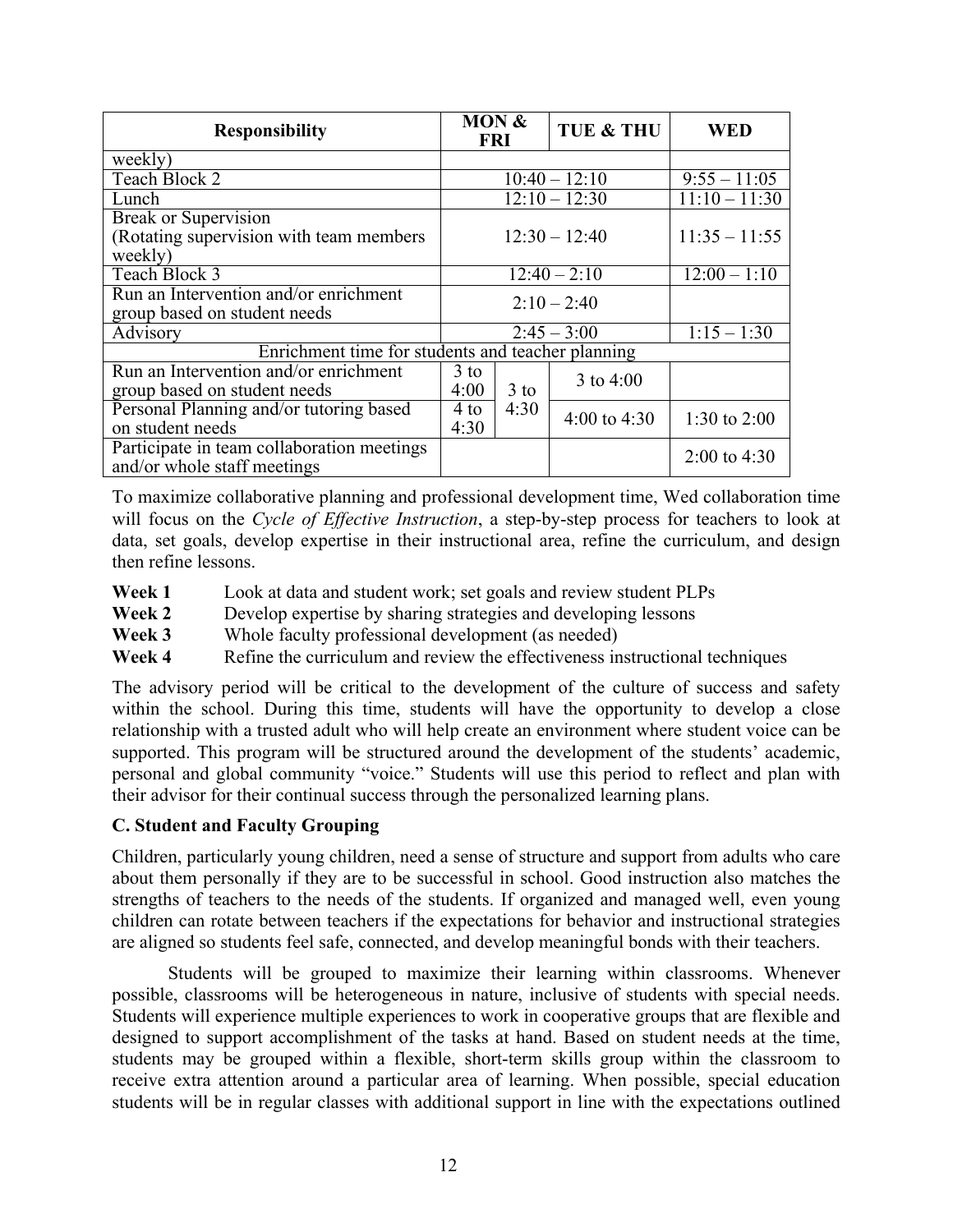| Responsibility | MON & FRI | | TUE & THU | WED |
|---|---|---|---|---|
| weekly) | | | | |
| Teach Block 2 | 10:40 – 12:10 | | | 9:55 – 11:05 |
| Lunch | 12:10 – 12:30 | | | 11:10 – 11:30 |
| Break or Supervision (Rotating supervision with team members weekly) | 12:30 – 12:40 | | | 11:35 – 11:55 |
| Teach Block 3 | 12:40 – 2:10 | | | 12:00 – 1:10 |
| Run an Intervention and/or enrichment group based on student needs | 2:10 – 2:40 | | | |
| Advisory | 2:45 – 3:00 | | | 1:15 – 1:30 |
| Enrichment time for students and teacher planning | | | | |
| Run an Intervention and/or enrichment group based on student needs | 3 to 4:00 | 3 to 4:30 | 3 to 4:00 | |
| Personal Planning and/or tutoring based on student needs | 4 to 4:30 | | 4:00 to 4:30 | 1:30 to 2:00 |
| Participate in team collaboration meetings and/or whole staff meetings | | | | 2:00 to 4:30 |

To maximize collaborative planning and professional development time, Wed collaboration time will focus on the *Cycle of Effective Instruction*, a step-by-step process for teachers to look at data, set goals, develop expertise in their instructional area, refine the curriculum, and design then refine lessons.

**Week 1** Look at data and student work; set goals and review student PLPs
**Week 2** Develop expertise by sharing strategies and developing lessons
**Week 3** Whole faculty professional development (as needed)
**Week 4** Refine the curriculum and review the effectiveness instructional techniques

The advisory period will be critical to the development of the culture of success and safety within the school. During this time, students will have the opportunity to develop a close relationship with a trusted adult who will help create an environment where student voice can be supported. This program will be structured around the development of the students' academic, personal and global community "voice." Students will use this period to reflect and plan with their advisor for their continual success through the personalized learning plans.

### C. Student and Faculty Grouping

Children, particularly young children, need a sense of structure and support from adults who care about them personally if they are to be successful in school. Good instruction also matches the strengths of teachers to the needs of the students. If organized and managed well, even young children can rotate between teachers if the expectations for behavior and instructional strategies are aligned so students feel safe, connected, and develop meaningful bonds with their teachers.

Students will be grouped to maximize their learning within classrooms. Whenever possible, classrooms will be heterogeneous in nature, inclusive of students with special needs. Students will experience multiple experiences to work in cooperative groups that are flexible and designed to support accomplishment of the tasks at hand. Based on student needs at the time, students may be grouped within a flexible, short-term skills group within the classroom to receive extra attention around a particular area of learning. When possible, special education students will be in regular classes with additional support in line with the expectations outlined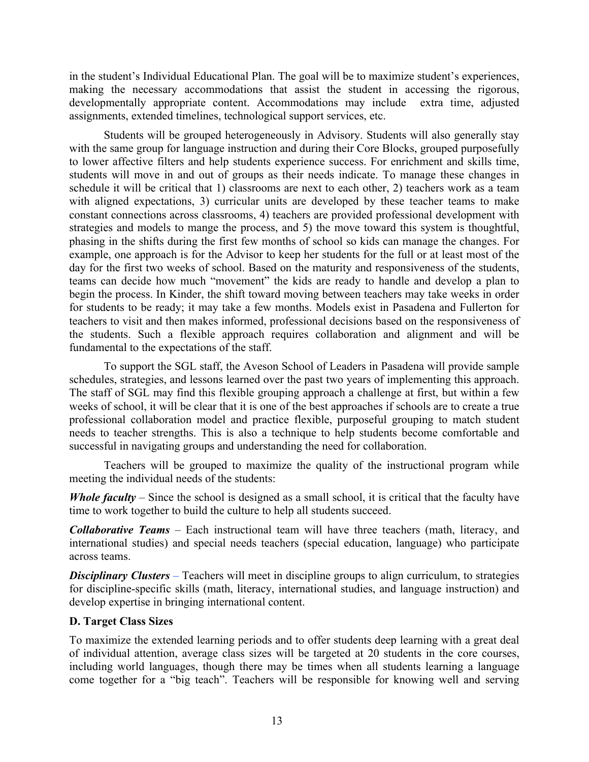in the student's Individual Educational Plan. The goal will be to maximize student's experiences, making the necessary accommodations that assist the student in accessing the rigorous, developmentally appropriate content. Accommodations may include extra time, adjusted assignments, extended timelines, technological support services, etc.

Students will be grouped heterogeneously in Advisory. Students will also generally stay with the same group for language instruction and during their Core Blocks, grouped purposefully to lower affective filters and help students experience success. For enrichment and skills time, students will move in and out of groups as their needs indicate. To manage these changes in schedule it will be critical that 1) classrooms are next to each other, 2) teachers work as a team with aligned expectations, 3) curricular units are developed by these teacher teams to make constant connections across classrooms, 4) teachers are provided professional development with strategies and models to mange the process, and 5) the move toward this system is thoughtful, phasing in the shifts during the first few months of school so kids can manage the changes. For example, one approach is for the Advisor to keep her students for the full or at least most of the day for the first two weeks of school. Based on the maturity and responsiveness of the students, teams can decide how much "movement" the kids are ready to handle and develop a plan to begin the process. In Kinder, the shift toward moving between teachers may take weeks in order for students to be ready; it may take a few months. Models exist in Pasadena and Fullerton for teachers to visit and then makes informed, professional decisions based on the responsiveness of the students. Such a flexible approach requires collaboration and alignment and will be fundamental to the expectations of the staff.

To support the SGL staff, the Aveson School of Leaders in Pasadena will provide sample schedules, strategies, and lessons learned over the past two years of implementing this approach. The staff of SGL may find this flexible grouping approach a challenge at first, but within a few weeks of school, it will be clear that it is one of the best approaches if schools are to create a true professional collaboration model and practice flexible, purposeful grouping to match student needs to teacher strengths. This is also a technique to help students become comfortable and successful in navigating groups and understanding the need for collaboration.

Teachers will be grouped to maximize the quality of the instructional program while meeting the individual needs of the students:

***Whole faculty*** – Since the school is designed as a small school, it is critical that the faculty have time to work together to build the culture to help all students succeed.

***Collaborative Teams*** – Each instructional team will have three teachers (math, literacy, and international studies) and special needs teachers (special education, language) who participate across teams.

***Disciplinary Clusters*** – Teachers will meet in discipline groups to align curriculum, to strategies for discipline-specific skills (math, literacy, international studies, and language instruction) and develop expertise in bringing international content.

**D. Target Class Sizes**

To maximize the extended learning periods and to offer students deep learning with a great deal of individual attention, average class sizes will be targeted at 20 students in the core courses, including world languages, though there may be times when all students learning a language come together for a "big teach". Teachers will be responsible for knowing well and serving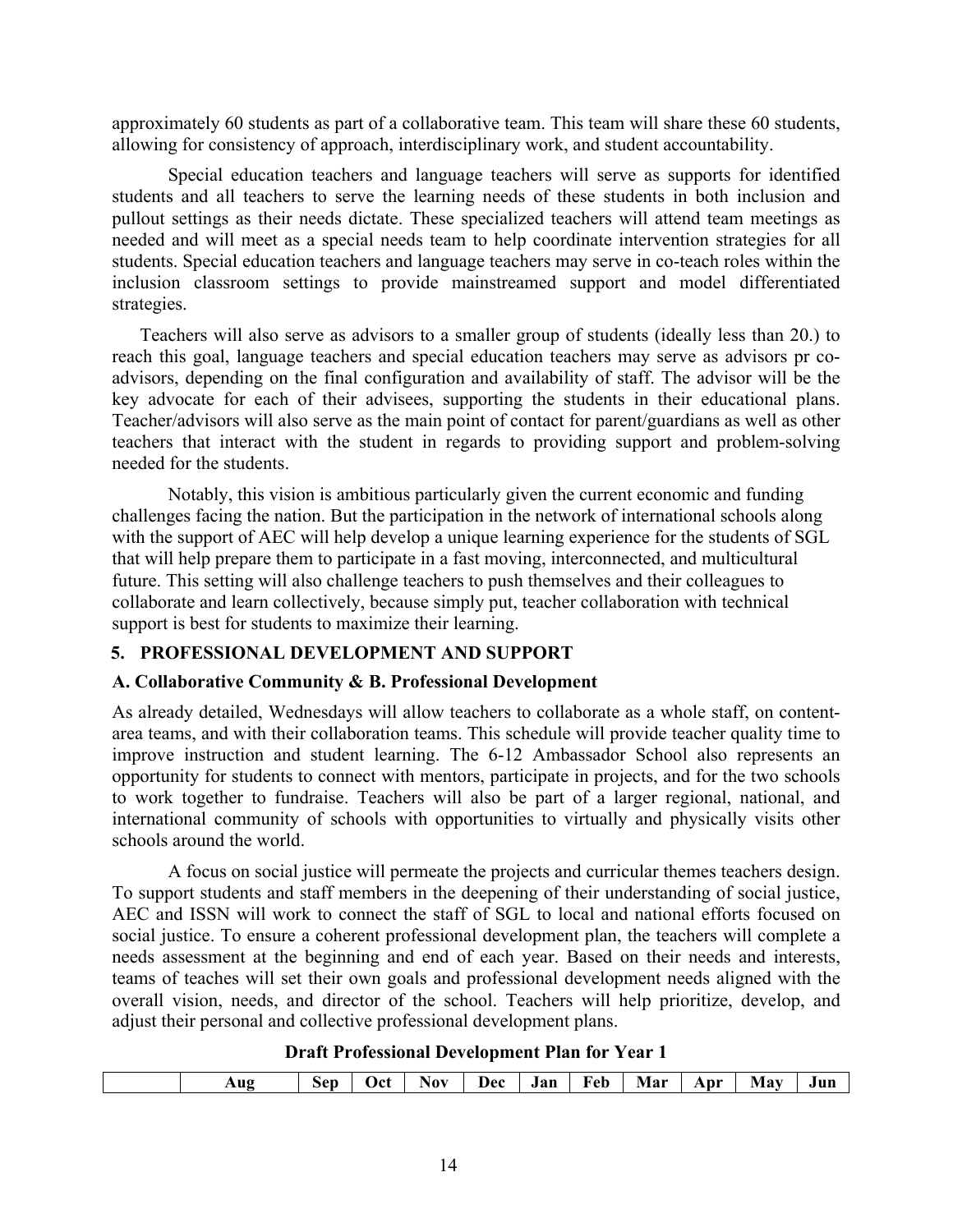approximately 60 students as part of a collaborative team. This team will share these 60 students, allowing for consistency of approach, interdisciplinary work, and student accountability.

Special education teachers and language teachers will serve as supports for identified students and all teachers to serve the learning needs of these students in both inclusion and pullout settings as their needs dictate. These specialized teachers will attend team meetings as needed and will meet as a special needs team to help coordinate intervention strategies for all students. Special education teachers and language teachers may serve in co-teach roles within the inclusion classroom settings to provide mainstreamed support and model differentiated strategies.

Teachers will also serve as advisors to a smaller group of students (ideally less than 20.) to reach this goal, language teachers and special education teachers may serve as advisors pr co-advisors, depending on the final configuration and availability of staff. The advisor will be the key advocate for each of their advisees, supporting the students in their educational plans. Teacher/advisors will also serve as the main point of contact for parent/guardians as well as other teachers that interact with the student in regards to providing support and problem-solving needed for the students.

Notably, this vision is ambitious particularly given the current economic and funding challenges facing the nation. But the participation in the network of international schools along with the support of AEC will help develop a unique learning experience for the students of SGL that will help prepare them to participate in a fast moving, interconnected, and multicultural future. This setting will also challenge teachers to push themselves and their colleagues to collaborate and learn collectively, because simply put, teacher collaboration with technical support is best for students to maximize their learning.

## 5. PROFESSIONAL DEVELOPMENT AND SUPPORT

### A. Collaborative Community & B. Professional Development

As already detailed, Wednesdays will allow teachers to collaborate as a whole staff, on content-area teams, and with their collaboration teams. This schedule will provide teacher quality time to improve instruction and student learning. The 6-12 Ambassador School also represents an opportunity for students to connect with mentors, participate in projects, and for the two schools to work together to fundraise. Teachers will also be part of a larger regional, national, and international community of schools with opportunities to virtually and physically visits other schools around the world.

A focus on social justice will permeate the projects and curricular themes teachers design. To support students and staff members in the deepening of their understanding of social justice, AEC and ISSN will work to connect the staff of SGL to local and national efforts focused on social justice. To ensure a coherent professional development plan, the teachers will complete a needs assessment at the beginning and end of each year. Based on their needs and interests, teams of teaches will set their own goals and professional development needs aligned with the overall vision, needs, and director of the school. Teachers will help prioritize, develop, and adjust their personal and collective professional development plans.

**Draft Professional Development Plan for Year 1**

| | Aug | Sep | Oct | Nov | Dec | Jan | Feb | Mar | Apr | May | Jun |
|---|---|---|---|---|---|---|---|---|---|---|---|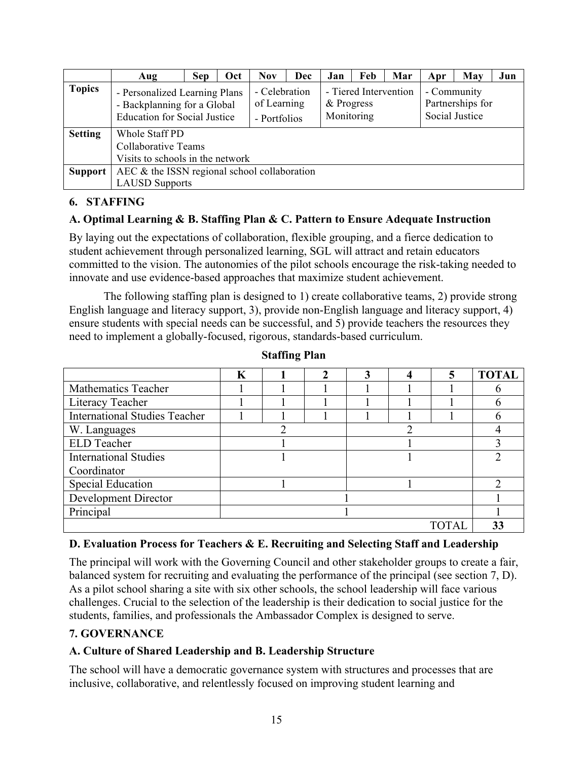| | Aug | Sep | Oct | Nov | Dec | Jan | Feb | Mar | Apr | May | Jun |
|---|---|---|---|---|---|---|---|---|---|---|---|
| **Topics** | - Personalized Learning Plans<br>- Backplanning for a Global Education for Social Justice | | | - Celebration of Learning<br>- Portfolios | | - Tiered Intervention & Progress Monitoring | | | - Community Partnerships for Social Justice | | |
| **Setting** | Whole Staff PD<br>Collaborative Teams<br>Visits to schools in the network | | | | | | | | | | |
| **Support** | AEC & the ISSN regional school collaboration<br>LAUSD Supports | | | | | | | | | | |

### 6. STAFFING

### A. Optimal Learning & B. Staffing Plan & C. Pattern to Ensure Adequate Instruction

By laying out the expectations of collaboration, flexible grouping, and a fierce dedication to student achievement through personalized learning, SGL will attract and retain educators committed to the vision. The autonomies of the pilot schools encourage the risk-taking needed to innovate and use evidence-based approaches that maximize student achievement.

The following staffing plan is designed to 1) create collaborative teams, 2) provide strong English language and literacy support, 3), provide non-English language and literacy support, 4) ensure students with special needs can be successful, and 5) provide teachers the resources they need to implement a globally-focused, rigorous, standards-based curriculum.

**Staffing Plan**

| | K | 1 | 2 | 3 | 4 | 5 | TOTAL |
|---|---|---|---|---|---|---|---|
| Mathematics Teacher | 1 | 1 | 1 | 1 | 1 | 1 | 6 |
| Literacy Teacher | 1 | 1 | 1 | 1 | 1 | 1 | 6 |
| International Studies Teacher | 1 | 1 | 1 | 1 | 1 | 1 | 6 |
| W. Languages | | 2 | | | 2 | | 4 |
| ELD Teacher | | 1 | | | 1 | | 3 |
| International Studies Coordinator | | 1 | | | 1 | | 2 |
| Special Education | | 1 | | | 1 | | 2 |
| Development Director | | | 1 | | | | 1 |
| Principal | | | 1 | | | | 1 |
| | | | | | | TOTAL | **33** |

### D. Evaluation Process for Teachers & E. Recruiting and Selecting Staff and Leadership

The principal will work with the Governing Council and other stakeholder groups to create a fair, balanced system for recruiting and evaluating the performance of the principal (see section 7, D). As a pilot school sharing a site with six other schools, the school leadership will face various challenges. Crucial to the selection of the leadership is their dedication to social justice for the students, families, and professionals the Ambassador Complex is designed to serve.

### 7. GOVERNANCE

### A. Culture of Shared Leadership and B. Leadership Structure

The school will have a democratic governance system with structures and processes that are inclusive, collaborative, and relentlessly focused on improving student learning and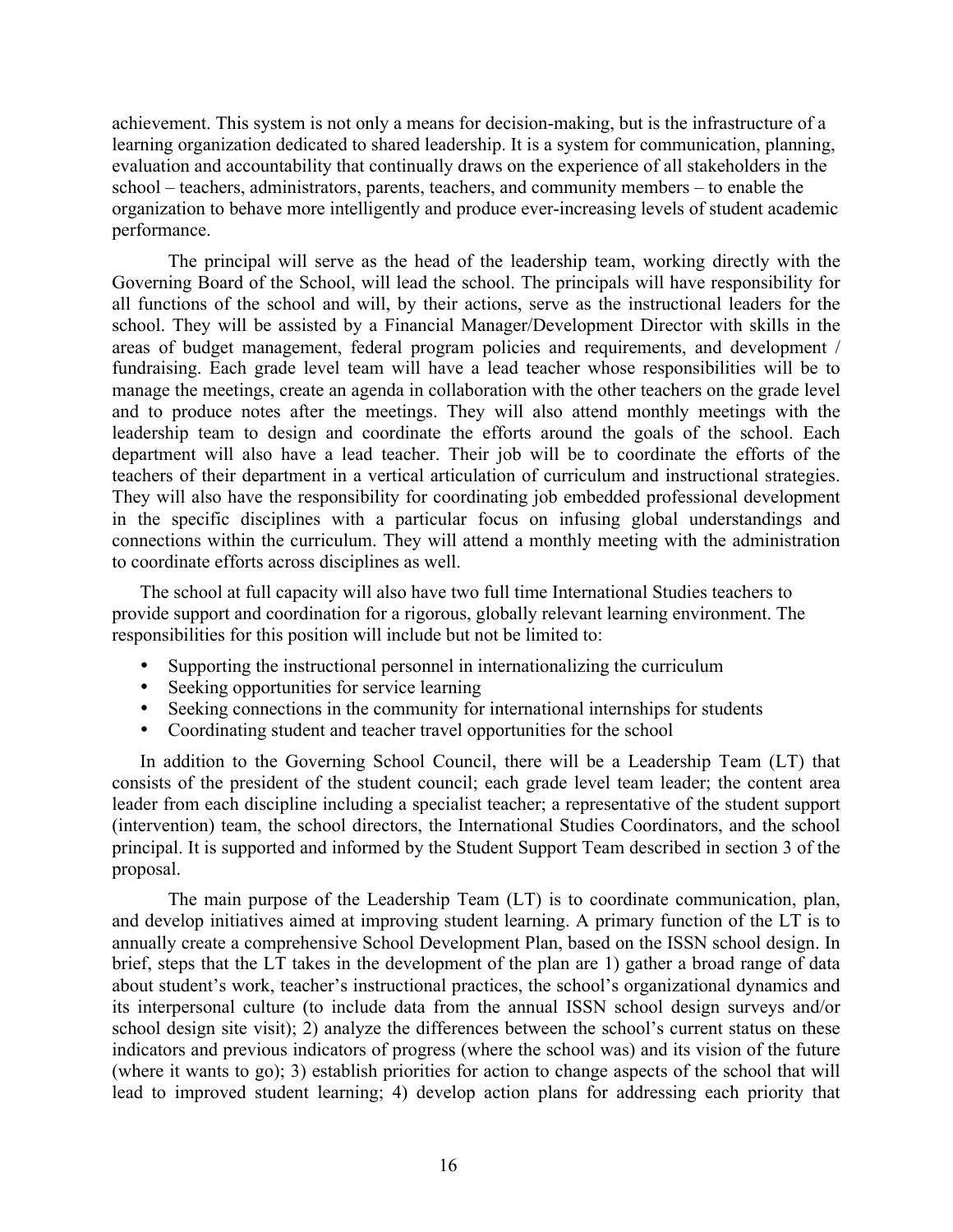achievement. This system is not only a means for decision-making, but is the infrastructure of a learning organization dedicated to shared leadership. It is a system for communication, planning, evaluation and accountability that continually draws on the experience of all stakeholders in the school – teachers, administrators, parents, teachers, and community members – to enable the organization to behave more intelligently and produce ever-increasing levels of student academic performance.

The principal will serve as the head of the leadership team, working directly with the Governing Board of the School, will lead the school. The principals will have responsibility for all functions of the school and will, by their actions, serve as the instructional leaders for the school. They will be assisted by a Financial Manager/Development Director with skills in the areas of budget management, federal program policies and requirements, and development / fundraising. Each grade level team will have a lead teacher whose responsibilities will be to manage the meetings, create an agenda in collaboration with the other teachers on the grade level and to produce notes after the meetings. They will also attend monthly meetings with the leadership team to design and coordinate the efforts around the goals of the school. Each department will also have a lead teacher. Their job will be to coordinate the efforts of the teachers of their department in a vertical articulation of curriculum and instructional strategies. They will also have the responsibility for coordinating job embedded professional development in the specific disciplines with a particular focus on infusing global understandings and connections within the curriculum. They will attend a monthly meeting with the administration to coordinate efforts across disciplines as well.

The school at full capacity will also have two full time International Studies teachers to provide support and coordination for a rigorous, globally relevant learning environment. The responsibilities for this position will include but not be limited to:

- Supporting the instructional personnel in internationalizing the curriculum
- Seeking opportunities for service learning
- Seeking connections in the community for international internships for students
- Coordinating student and teacher travel opportunities for the school

In addition to the Governing School Council, there will be a Leadership Team (LT) that consists of the president of the student council; each grade level team leader; the content area leader from each discipline including a specialist teacher; a representative of the student support (intervention) team, the school directors, the International Studies Coordinators, and the school principal. It is supported and informed by the Student Support Team described in section 3 of the proposal.

The main purpose of the Leadership Team (LT) is to coordinate communication, plan, and develop initiatives aimed at improving student learning. A primary function of the LT is to annually create a comprehensive School Development Plan, based on the ISSN school design. In brief, steps that the LT takes in the development of the plan are 1) gather a broad range of data about student's work, teacher's instructional practices, the school's organizational dynamics and its interpersonal culture (to include data from the annual ISSN school design surveys and/or school design site visit); 2) analyze the differences between the school's current status on these indicators and previous indicators of progress (where the school was) and its vision of the future (where it wants to go); 3) establish priorities for action to change aspects of the school that will lead to improved student learning; 4) develop action plans for addressing each priority that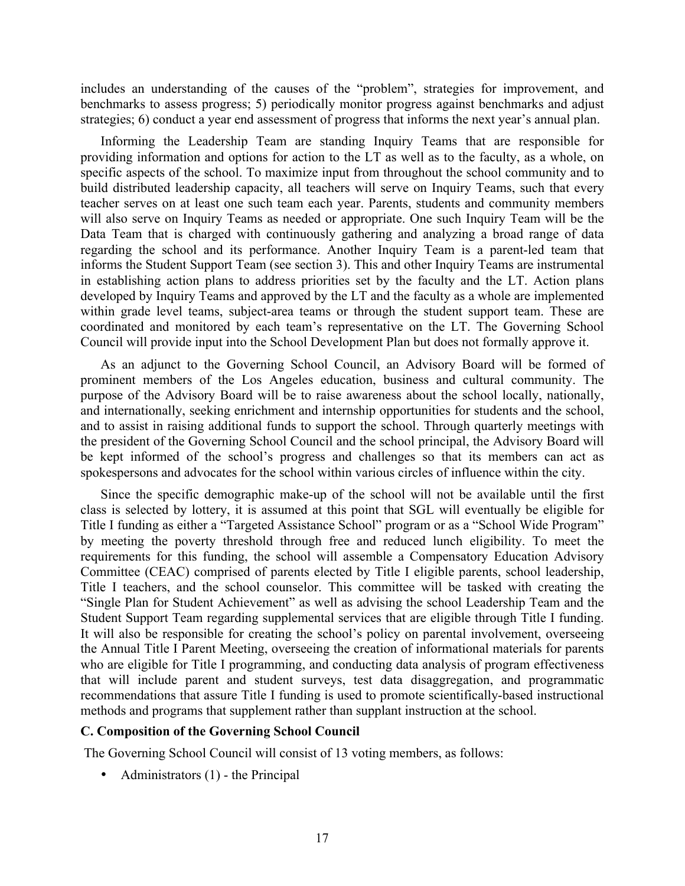includes an understanding of the causes of the "problem", strategies for improvement, and benchmarks to assess progress; 5) periodically monitor progress against benchmarks and adjust strategies; 6) conduct a year end assessment of progress that informs the next year's annual plan.

Informing the Leadership Team are standing Inquiry Teams that are responsible for providing information and options for action to the LT as well as to the faculty, as a whole, on specific aspects of the school. To maximize input from throughout the school community and to build distributed leadership capacity, all teachers will serve on Inquiry Teams, such that every teacher serves on at least one such team each year. Parents, students and community members will also serve on Inquiry Teams as needed or appropriate. One such Inquiry Team will be the Data Team that is charged with continuously gathering and analyzing a broad range of data regarding the school and its performance. Another Inquiry Team is a parent-led team that informs the Student Support Team (see section 3). This and other Inquiry Teams are instrumental in establishing action plans to address priorities set by the faculty and the LT. Action plans developed by Inquiry Teams and approved by the LT and the faculty as a whole are implemented within grade level teams, subject-area teams or through the student support team. These are coordinated and monitored by each team's representative on the LT. The Governing School Council will provide input into the School Development Plan but does not formally approve it.

As an adjunct to the Governing School Council, an Advisory Board will be formed of prominent members of the Los Angeles education, business and cultural community. The purpose of the Advisory Board will be to raise awareness about the school locally, nationally, and internationally, seeking enrichment and internship opportunities for students and the school, and to assist in raising additional funds to support the school. Through quarterly meetings with the president of the Governing School Council and the school principal, the Advisory Board will be kept informed of the school's progress and challenges so that its members can act as spokespersons and advocates for the school within various circles of influence within the city.

Since the specific demographic make-up of the school will not be available until the first class is selected by lottery, it is assumed at this point that SGL will eventually be eligible for Title I funding as either a "Targeted Assistance School" program or as a "School Wide Program" by meeting the poverty threshold through free and reduced lunch eligibility. To meet the requirements for this funding, the school will assemble a Compensatory Education Advisory Committee (CEAC) comprised of parents elected by Title I eligible parents, school leadership, Title I teachers, and the school counselor. This committee will be tasked with creating the "Single Plan for Student Achievement" as well as advising the school Leadership Team and the Student Support Team regarding supplemental services that are eligible through Title I funding. It will also be responsible for creating the school's policy on parental involvement, overseeing the Annual Title I Parent Meeting, overseeing the creation of informational materials for parents who are eligible for Title I programming, and conducting data analysis of program effectiveness that will include parent and student surveys, test data disaggregation, and programmatic recommendations that assure Title I funding is used to promote scientifically-based instructional methods and programs that supplement rather than supplant instruction at the school.

**C. Composition of the Governing School Council**

The Governing School Council will consist of 13 voting members, as follows:

- Administrators (1) - the Principal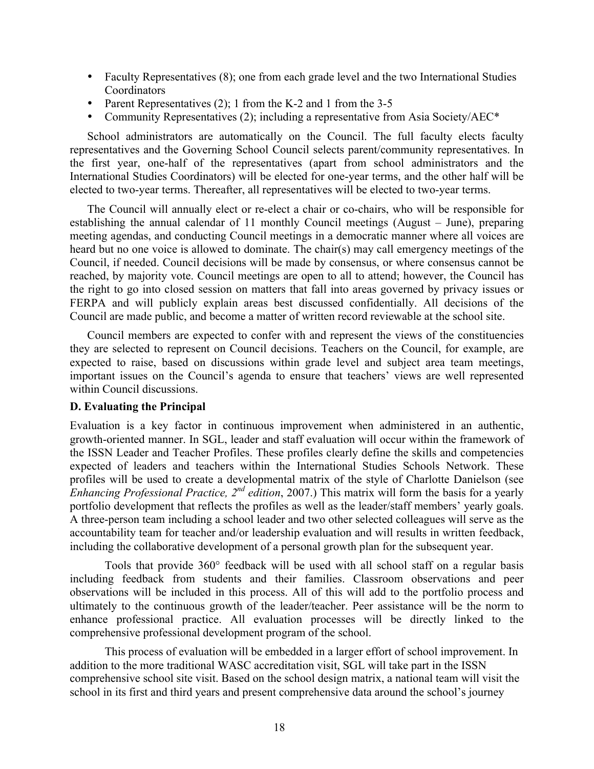- Faculty Representatives (8); one from each grade level and the two International Studies Coordinators
- Parent Representatives (2); 1 from the K-2 and 1 from the 3-5
- Community Representatives (2); including a representative from Asia Society/AEC*

School administrators are automatically on the Council. The full faculty elects faculty representatives and the Governing School Council selects parent/community representatives. In the first year, one-half of the representatives (apart from school administrators and the International Studies Coordinators) will be elected for one-year terms, and the other half will be elected to two-year terms. Thereafter, all representatives will be elected to two-year terms.

The Council will annually elect or re-elect a chair or co-chairs, who will be responsible for establishing the annual calendar of 11 monthly Council meetings (August – June), preparing meeting agendas, and conducting Council meetings in a democratic manner where all voices are heard but no one voice is allowed to dominate. The chair(s) may call emergency meetings of the Council, if needed. Council decisions will be made by consensus, or where consensus cannot be reached, by majority vote. Council meetings are open to all to attend; however, the Council has the right to go into closed session on matters that fall into areas governed by privacy issues or FERPA and will publicly explain areas best discussed confidentially. All decisions of the Council are made public, and become a matter of written record reviewable at the school site.

Council members are expected to confer with and represent the views of the constituencies they are selected to represent on Council decisions. Teachers on the Council, for example, are expected to raise, based on discussions within grade level and subject area team meetings, important issues on the Council's agenda to ensure that teachers' views are well represented within Council discussions.

**D. Evaluating the Principal**

Evaluation is a key factor in continuous improvement when administered in an authentic, growth-oriented manner. In SGL, leader and staff evaluation will occur within the framework of the ISSN Leader and Teacher Profiles. These profiles clearly define the skills and competencies expected of leaders and teachers within the International Studies Schools Network. These profiles will be used to create a developmental matrix of the style of Charlotte Danielson (see *Enhancing Professional Practice, 2nd edition*, 2007.) This matrix will form the basis for a yearly portfolio development that reflects the profiles as well as the leader/staff members' yearly goals. A three-person team including a school leader and two other selected colleagues will serve as the accountability team for teacher and/or leadership evaluation and will results in written feedback, including the collaborative development of a personal growth plan for the subsequent year.

Tools that provide 360° feedback will be used with all school staff on a regular basis including feedback from students and their families. Classroom observations and peer observations will be included in this process. All of this will add to the portfolio process and ultimately to the continuous growth of the leader/teacher. Peer assistance will be the norm to enhance professional practice. All evaluation processes will be directly linked to the comprehensive professional development program of the school.

This process of evaluation will be embedded in a larger effort of school improvement. In addition to the more traditional WASC accreditation visit, SGL will take part in the ISSN comprehensive school site visit. Based on the school design matrix, a national team will visit the school in its first and third years and present comprehensive data around the school's journey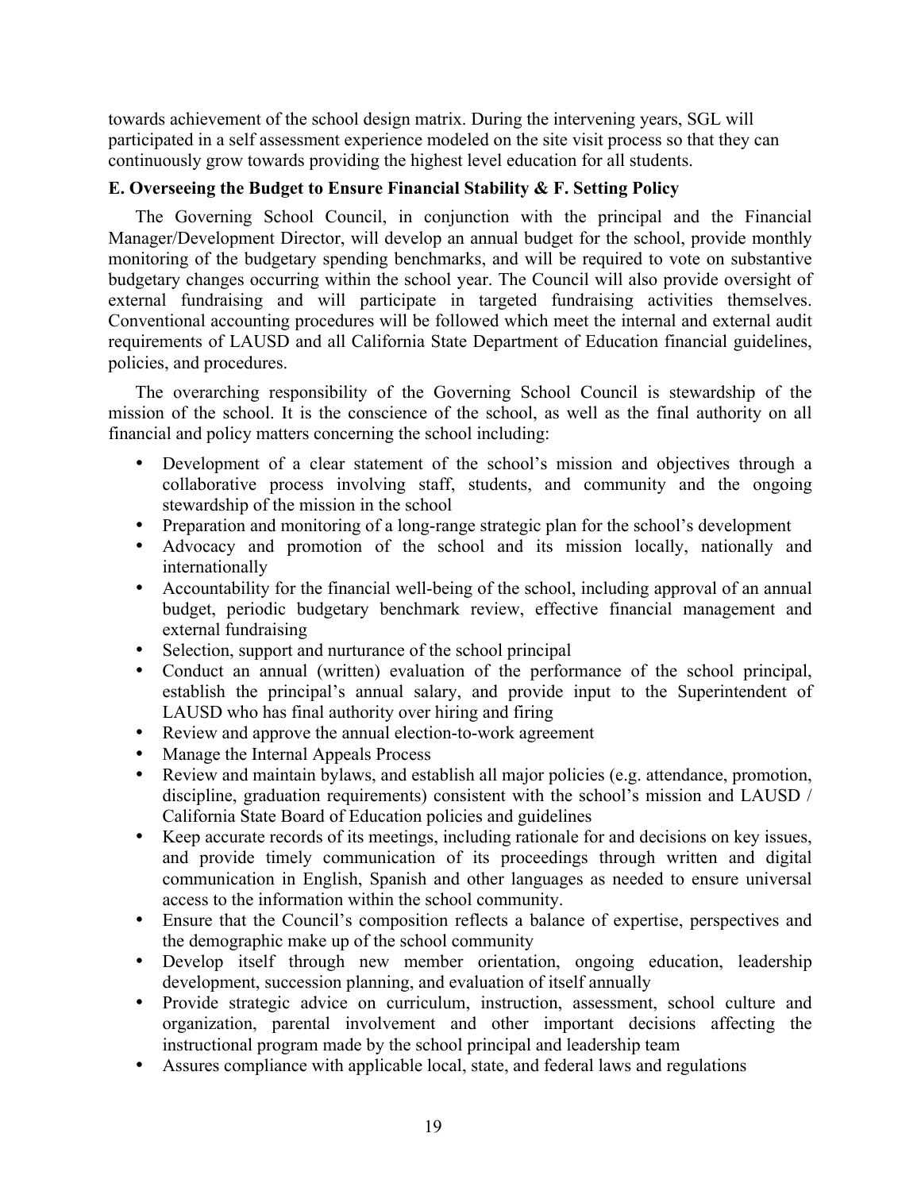towards achievement of the school design matrix. During the intervening years, SGL will participated in a self assessment experience modeled on the site visit process so that they can continuously grow towards providing the highest level education for all students.

**E. Overseeing the Budget to Ensure Financial Stability & F. Setting Policy**

The Governing School Council, in conjunction with the principal and the Financial Manager/Development Director, will develop an annual budget for the school, provide monthly monitoring of the budgetary spending benchmarks, and will be required to vote on substantive budgetary changes occurring within the school year. The Council will also provide oversight of external fundraising and will participate in targeted fundraising activities themselves. Conventional accounting procedures will be followed which meet the internal and external audit requirements of LAUSD and all California State Department of Education financial guidelines, policies, and procedures.

The overarching responsibility of the Governing School Council is stewardship of the mission of the school. It is the conscience of the school, as well as the final authority on all financial and policy matters concerning the school including:

- Development of a clear statement of the school's mission and objectives through a collaborative process involving staff, students, and community and the ongoing stewardship of the mission in the school
- Preparation and monitoring of a long-range strategic plan for the school's development
- Advocacy and promotion of the school and its mission locally, nationally and internationally
- Accountability for the financial well-being of the school, including approval of an annual budget, periodic budgetary benchmark review, effective financial management and external fundraising
- Selection, support and nurturance of the school principal
- Conduct an annual (written) evaluation of the performance of the school principal, establish the principal's annual salary, and provide input to the Superintendent of LAUSD who has final authority over hiring and firing
- Review and approve the annual election-to-work agreement
- Manage the Internal Appeals Process
- Review and maintain bylaws, and establish all major policies (e.g. attendance, promotion, discipline, graduation requirements) consistent with the school's mission and LAUSD / California State Board of Education policies and guidelines
- Keep accurate records of its meetings, including rationale for and decisions on key issues, and provide timely communication of its proceedings through written and digital communication in English, Spanish and other languages as needed to ensure universal access to the information within the school community.
- Ensure that the Council's composition reflects a balance of expertise, perspectives and the demographic make up of the school community
- Develop itself through new member orientation, ongoing education, leadership development, succession planning, and evaluation of itself annually
- Provide strategic advice on curriculum, instruction, assessment, school culture and organization, parental involvement and other important decisions affecting the instructional program made by the school principal and leadership team
- Assures compliance with applicable local, state, and federal laws and regulations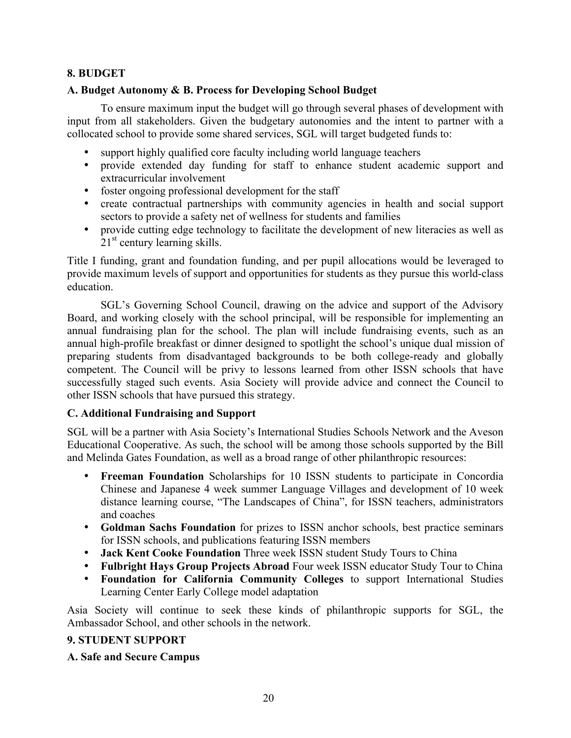### 8. BUDGET

### A. Budget Autonomy & B. Process for Developing School Budget

To ensure maximum input the budget will go through several phases of development with input from all stakeholders. Given the budgetary autonomies and the intent to partner with a collocated school to provide some shared services, SGL will target budgeted funds to:

- support highly qualified core faculty including world language teachers
- provide extended day funding for staff to enhance student academic support and extracurricular involvement
- foster ongoing professional development for the staff
- create contractual partnerships with community agencies in health and social support sectors to provide a safety net of wellness for students and families
- provide cutting edge technology to facilitate the development of new literacies as well as 21st century learning skills.

Title I funding, grant and foundation funding, and per pupil allocations would be leveraged to provide maximum levels of support and opportunities for students as they pursue this world-class education.

SGL's Governing School Council, drawing on the advice and support of the Advisory Board, and working closely with the school principal, will be responsible for implementing an annual fundraising plan for the school. The plan will include fundraising events, such as an annual high-profile breakfast or dinner designed to spotlight the school's unique dual mission of preparing students from disadvantaged backgrounds to be both college-ready and globally competent. The Council will be privy to lessons learned from other ISSN schools that have successfully staged such events. Asia Society will provide advice and connect the Council to other ISSN schools that have pursued this strategy.

### C. Additional Fundraising and Support

SGL will be a partner with Asia Society's International Studies Schools Network and the Aveson Educational Cooperative. As such, the school will be among those schools supported by the Bill and Melinda Gates Foundation, as well as a broad range of other philanthropic resources:

- **Freeman Foundation** Scholarships for 10 ISSN students to participate in Concordia Chinese and Japanese 4 week summer Language Villages and development of 10 week distance learning course, "The Landscapes of China", for ISSN teachers, administrators and coaches
- **Goldman Sachs Foundation** for prizes to ISSN anchor schools, best practice seminars for ISSN schools, and publications featuring ISSN members
- **Jack Kent Cooke Foundation** Three week ISSN student Study Tours to China
- **Fulbright Hays Group Projects Abroad** Four week ISSN educator Study Tour to China
- **Foundation for California Community Colleges** to support International Studies Learning Center Early College model adaptation

Asia Society will continue to seek these kinds of philanthropic supports for SGL, the Ambassador School, and other schools in the network.

### 9. STUDENT SUPPORT

### A. Safe and Secure Campus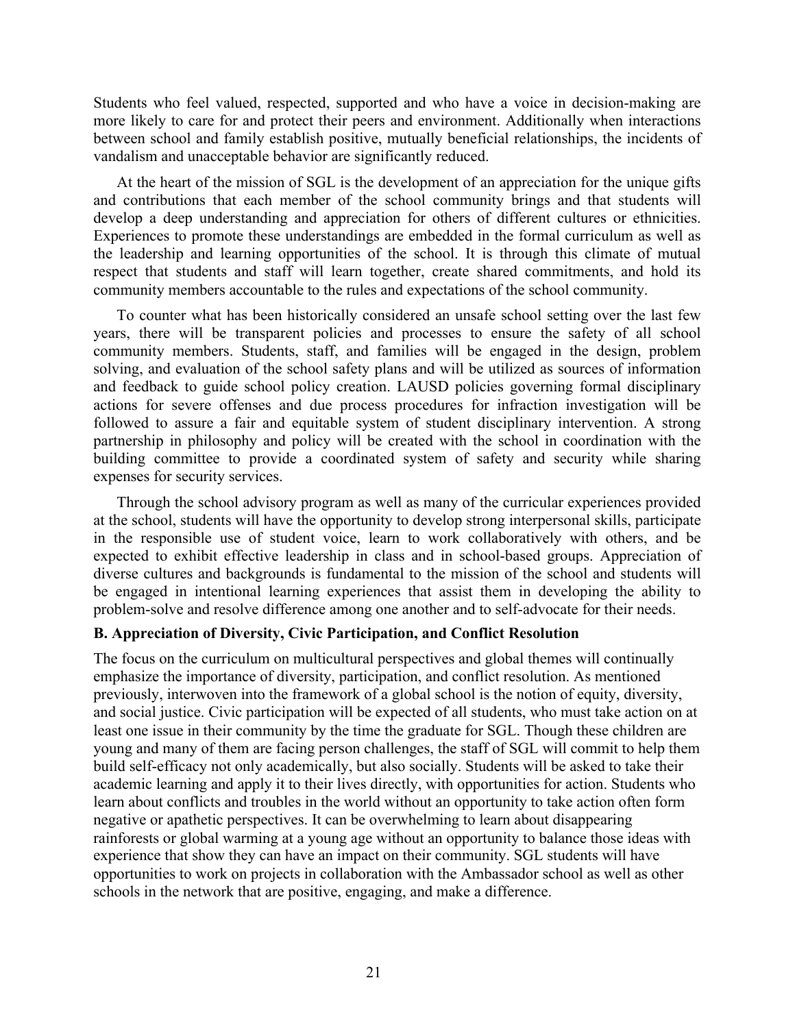Students who feel valued, respected, supported and who have a voice in decision-making are more likely to care for and protect their peers and environment. Additionally when interactions between school and family establish positive, mutually beneficial relationships, the incidents of vandalism and unacceptable behavior are significantly reduced.

At the heart of the mission of SGL is the development of an appreciation for the unique gifts and contributions that each member of the school community brings and that students will develop a deep understanding and appreciation for others of different cultures or ethnicities. Experiences to promote these understandings are embedded in the formal curriculum as well as the leadership and learning opportunities of the school. It is through this climate of mutual respect that students and staff will learn together, create shared commitments, and hold its community members accountable to the rules and expectations of the school community.

To counter what has been historically considered an unsafe school setting over the last few years, there will be transparent policies and processes to ensure the safety of all school community members. Students, staff, and families will be engaged in the design, problem solving, and evaluation of the school safety plans and will be utilized as sources of information and feedback to guide school policy creation. LAUSD policies governing formal disciplinary actions for severe offenses and due process procedures for infraction investigation will be followed to assure a fair and equitable system of student disciplinary intervention. A strong partnership in philosophy and policy will be created with the school in coordination with the building committee to provide a coordinated system of safety and security while sharing expenses for security services.

Through the school advisory program as well as many of the curricular experiences provided at the school, students will have the opportunity to develop strong interpersonal skills, participate in the responsible use of student voice, learn to work collaboratively with others, and be expected to exhibit effective leadership in class and in school-based groups. Appreciation of diverse cultures and backgrounds is fundamental to the mission of the school and students will be engaged in intentional learning experiences that assist them in developing the ability to problem-solve and resolve difference among one another and to self-advocate for their needs.

**B. Appreciation of Diversity, Civic Participation, and Conflict Resolution**

The focus on the curriculum on multicultural perspectives and global themes will continually emphasize the importance of diversity, participation, and conflict resolution. As mentioned previously, interwoven into the framework of a global school is the notion of equity, diversity, and social justice. Civic participation will be expected of all students, who must take action on at least one issue in their community by the time the graduate for SGL. Though these children are young and many of them are facing person challenges, the staff of SGL will commit to help them build self-efficacy not only academically, but also socially. Students will be asked to take their academic learning and apply it to their lives directly, with opportunities for action. Students who learn about conflicts and troubles in the world without an opportunity to take action often form negative or apathetic perspectives. It can be overwhelming to learn about disappearing rainforests or global warming at a young age without an opportunity to balance those ideas with experience that show they can have an impact on their community. SGL students will have opportunities to work on projects in collaboration with the Ambassador school as well as other schools in the network that are positive, engaging, and make a difference.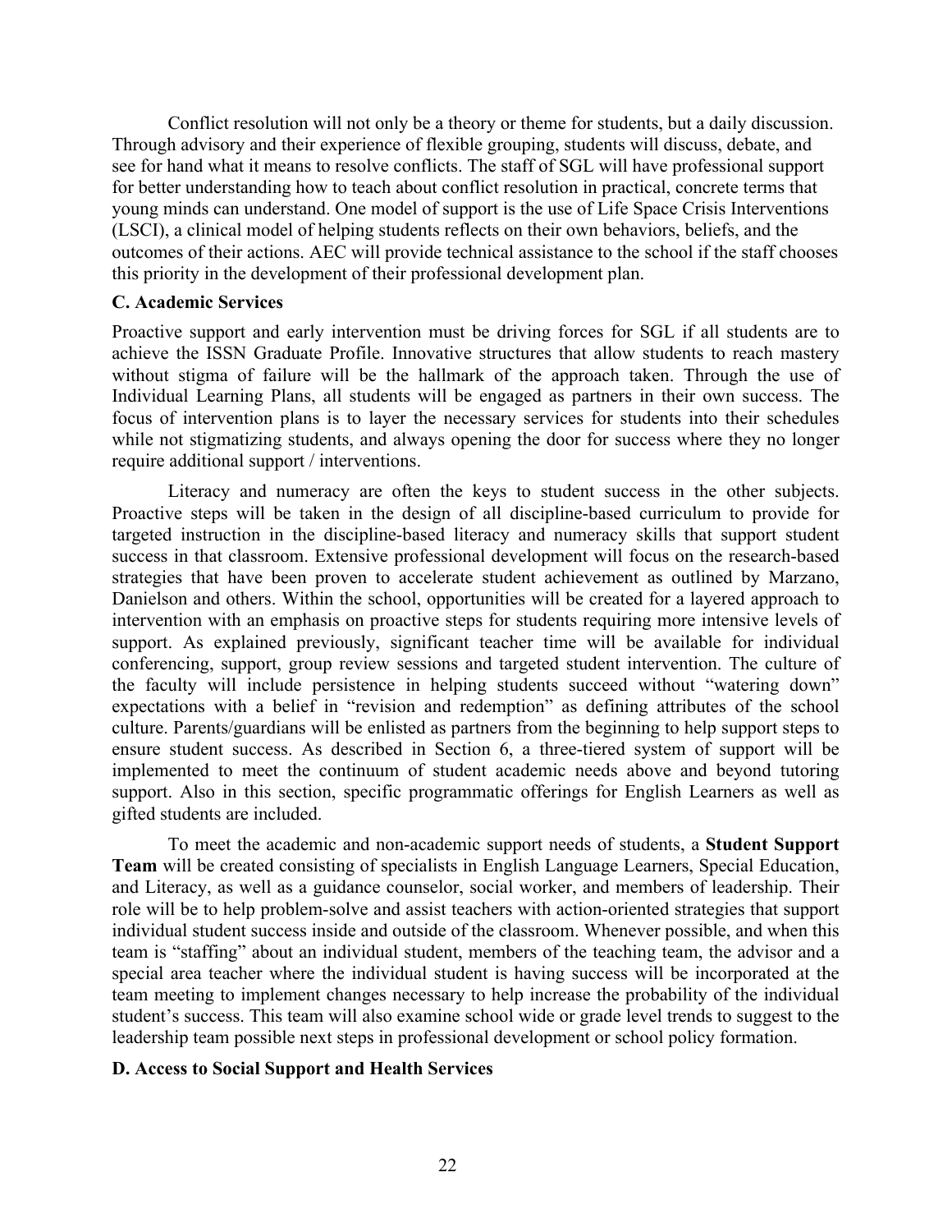Conflict resolution will not only be a theory or theme for students, but a daily discussion. Through advisory and their experience of flexible grouping, students will discuss, debate, and see for hand what it means to resolve conflicts. The staff of SGL will have professional support for better understanding how to teach about conflict resolution in practical, concrete terms that young minds can understand. One model of support is the use of Life Space Crisis Interventions (LSCI), a clinical model of helping students reflects on their own behaviors, beliefs, and the outcomes of their actions. AEC will provide technical assistance to the school if the staff chooses this priority in the development of their professional development plan.

### C. Academic Services

Proactive support and early intervention must be driving forces for SGL if all students are to achieve the ISSN Graduate Profile. Innovative structures that allow students to reach mastery without stigma of failure will be the hallmark of the approach taken. Through the use of Individual Learning Plans, all students will be engaged as partners in their own success. The focus of intervention plans is to layer the necessary services for students into their schedules while not stigmatizing students, and always opening the door for success where they no longer require additional support / interventions.

Literacy and numeracy are often the keys to student success in the other subjects. Proactive steps will be taken in the design of all discipline-based curriculum to provide for targeted instruction in the discipline-based literacy and numeracy skills that support student success in that classroom. Extensive professional development will focus on the research-based strategies that have been proven to accelerate student achievement as outlined by Marzano, Danielson and others. Within the school, opportunities will be created for a layered approach to intervention with an emphasis on proactive steps for students requiring more intensive levels of support. As explained previously, significant teacher time will be available for individual conferencing, support, group review sessions and targeted student intervention. The culture of the faculty will include persistence in helping students succeed without "watering down" expectations with a belief in "revision and redemption" as defining attributes of the school culture. Parents/guardians will be enlisted as partners from the beginning to help support steps to ensure student success. As described in Section 6, a three-tiered system of support will be implemented to meet the continuum of student academic needs above and beyond tutoring support. Also in this section, specific programmatic offerings for English Learners as well as gifted students are included.

To meet the academic and non-academic support needs of students, a **Student Support Team** will be created consisting of specialists in English Language Learners, Special Education, and Literacy, as well as a guidance counselor, social worker, and members of leadership. Their role will be to help problem-solve and assist teachers with action-oriented strategies that support individual student success inside and outside of the classroom. Whenever possible, and when this team is "staffing" about an individual student, members of the teaching team, the advisor and a special area teacher where the individual student is having success will be incorporated at the team meeting to implement changes necessary to help increase the probability of the individual student's success. This team will also examine school wide or grade level trends to suggest to the leadership team possible next steps in professional development or school policy formation.

### D. Access to Social Support and Health Services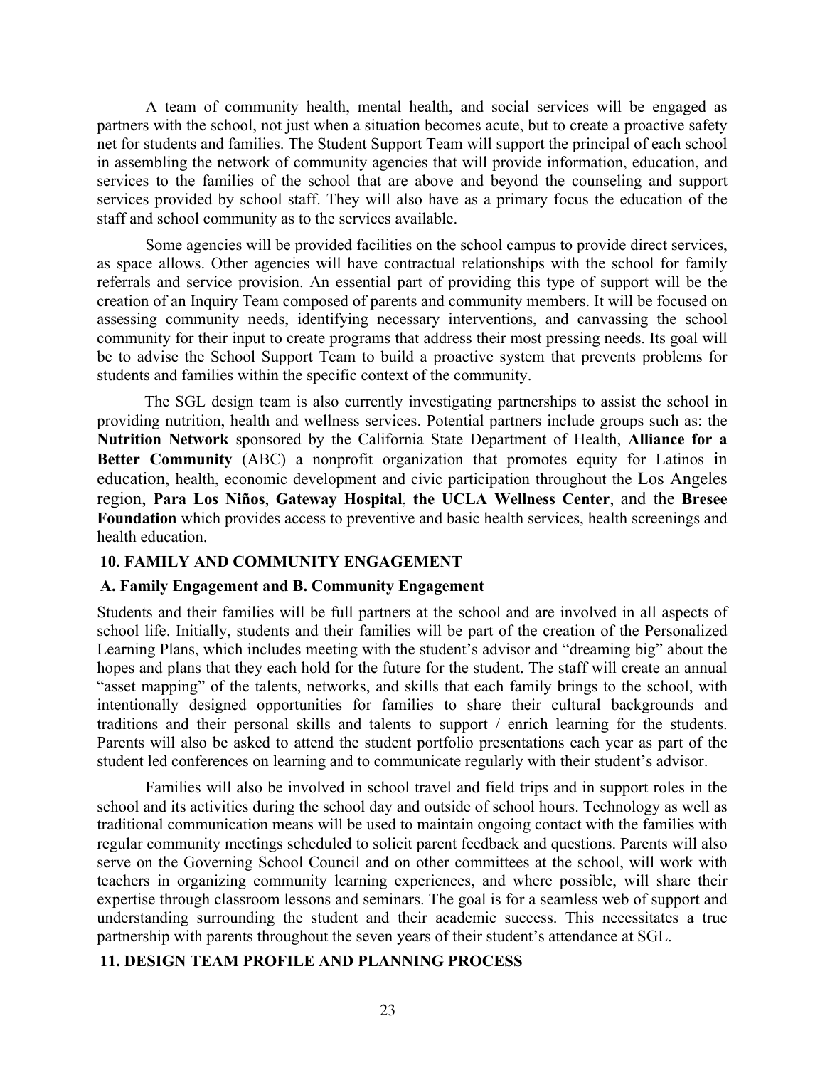A team of community health, mental health, and social services will be engaged as partners with the school, not just when a situation becomes acute, but to create a proactive safety net for students and families. The Student Support Team will support the principal of each school in assembling the network of community agencies that will provide information, education, and services to the families of the school that are above and beyond the counseling and support services provided by school staff. They will also have as a primary focus the education of the staff and school community as to the services available.

Some agencies will be provided facilities on the school campus to provide direct services, as space allows. Other agencies will have contractual relationships with the school for family referrals and service provision. An essential part of providing this type of support will be the creation of an Inquiry Team composed of parents and community members. It will be focused on assessing community needs, identifying necessary interventions, and canvassing the school community for their input to create programs that address their most pressing needs. Its goal will be to advise the School Support Team to build a proactive system that prevents problems for students and families within the specific context of the community.

The SGL design team is also currently investigating partnerships to assist the school in providing nutrition, health and wellness services. Potential partners include groups such as: the **Nutrition Network** sponsored by the California State Department of Health, **Alliance for a Better Community** (ABC) a nonprofit organization that promotes equity for Latinos in education, health, economic development and civic participation throughout the Los Angeles region, **Para Los Niños**, **Gateway Hospital**, **the UCLA Wellness Center**, and the **Bresee Foundation** which provides access to preventive and basic health services, health screenings and health education.

## 10. FAMILY AND COMMUNITY ENGAGEMENT

### A. Family Engagement and B. Community Engagement

Students and their families will be full partners at the school and are involved in all aspects of school life. Initially, students and their families will be part of the creation of the Personalized Learning Plans, which includes meeting with the student's advisor and "dreaming big" about the hopes and plans that they each hold for the future for the student. The staff will create an annual "asset mapping" of the talents, networks, and skills that each family brings to the school, with intentionally designed opportunities for families to share their cultural backgrounds and traditions and their personal skills and talents to support / enrich learning for the students. Parents will also be asked to attend the student portfolio presentations each year as part of the student led conferences on learning and to communicate regularly with their student's advisor.

Families will also be involved in school travel and field trips and in support roles in the school and its activities during the school day and outside of school hours. Technology as well as traditional communication means will be used to maintain ongoing contact with the families with regular community meetings scheduled to solicit parent feedback and questions. Parents will also serve on the Governing School Council and on other committees at the school, will work with teachers in organizing community learning experiences, and where possible, will share their expertise through classroom lessons and seminars. The goal is for a seamless web of support and understanding surrounding the student and their academic success. This necessitates a true partnership with parents throughout the seven years of their student's attendance at SGL.

## 11. DESIGN TEAM PROFILE AND PLANNING PROCESS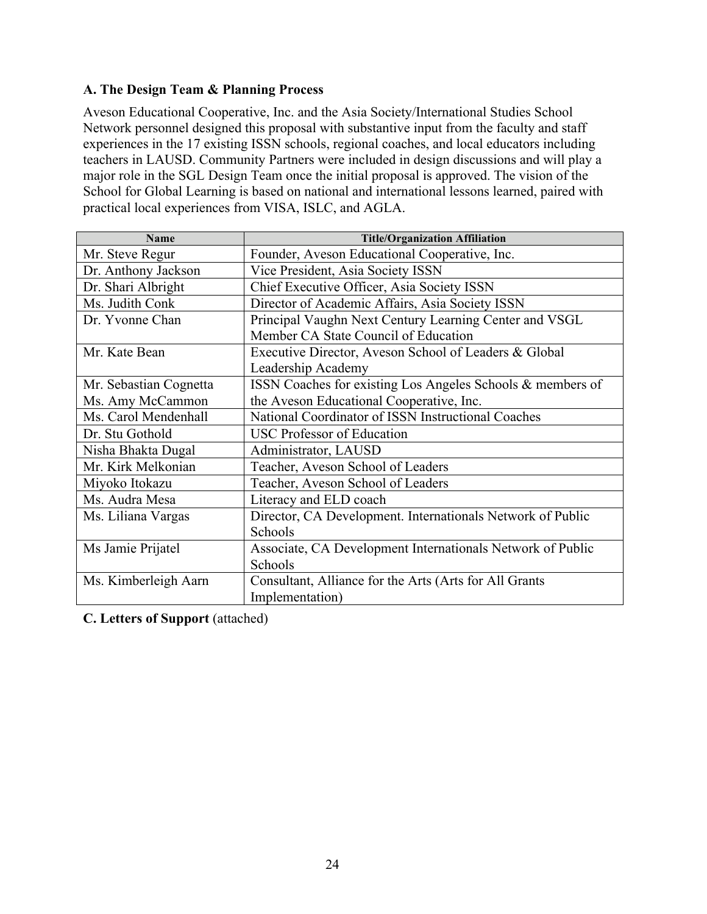### A. The Design Team & Planning Process

Aveson Educational Cooperative, Inc. and the Asia Society/International Studies School Network personnel designed this proposal with substantive input from the faculty and staff experiences in the 17 existing ISSN schools, regional coaches, and local educators including teachers in LAUSD. Community Partners were included in design discussions and will play a major role in the SGL Design Team once the initial proposal is approved. The vision of the School for Global Learning is based on national and international lessons learned, paired with practical local experiences from VISA, ISLC, and AGLA.

| Name | Title/Organization Affiliation |
|---|---|
| Mr. Steve Regur | Founder, Aveson Educational Cooperative, Inc. |
| Dr. Anthony Jackson | Vice President, Asia Society ISSN |
| Dr. Shari Albright | Chief Executive Officer, Asia Society ISSN |
| Ms. Judith Conk | Director of Academic Affairs, Asia Society ISSN |
| Dr. Yvonne Chan | Principal Vaughn Next Century Learning Center and VSGL Member CA State Council of Education |
| Mr. Kate Bean | Executive Director, Aveson School of Leaders & Global Leadership Academy |
| Mr. Sebastian Cognetta<br>Ms. Amy McCammon | ISSN Coaches for existing Los Angeles Schools & members of the Aveson Educational Cooperative, Inc. |
| Ms. Carol Mendenhall | National Coordinator of ISSN Instructional Coaches |
| Dr. Stu Gothold | USC Professor of Education |
| Nisha Bhakta Dugal | Administrator, LAUSD |
| Mr. Kirk Melkonian | Teacher, Aveson School of Leaders |
| Miyoko Itokazu | Teacher, Aveson School of Leaders |
| Ms. Audra Mesa | Literacy and ELD coach |
| Ms. Liliana Vargas | Director, CA Development. Internationals Network of Public Schools |
| Ms Jamie Prijatel | Associate, CA Development Internationals Network of Public Schools |
| Ms. Kimberleigh Aarn | Consultant, Alliance for the Arts (Arts for All Grants Implementation) |

**C. Letters of Support** (attached)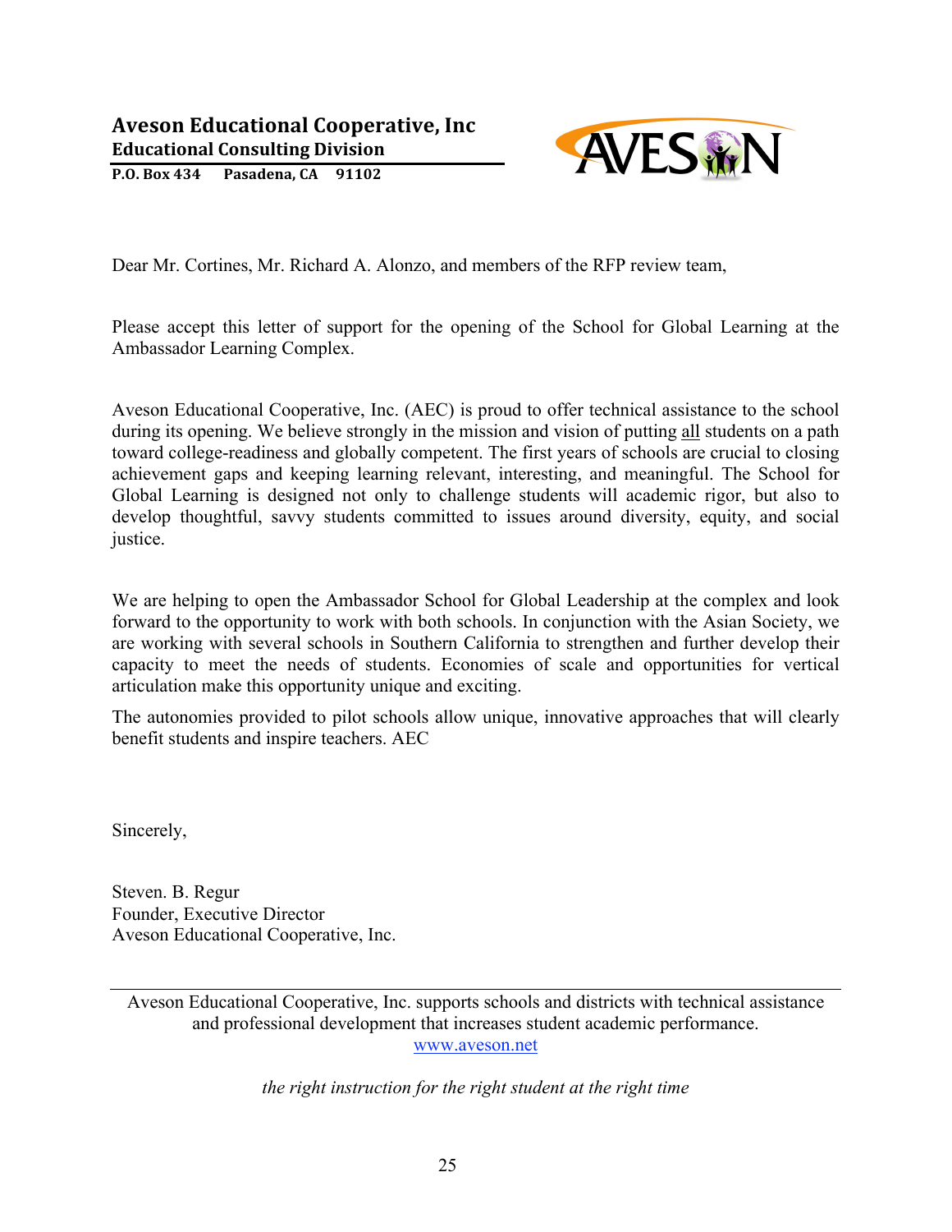**Aveson Educational Cooperative, Inc**
**Educational Consulting Division**
**P.O. Box 434 Pasadena, CA 91102**

Dear Mr. Cortines, Mr. Richard A. Alonzo, and members of the RFP review team,

Please accept this letter of support for the opening of the School for Global Learning at the Ambassador Learning Complex.

Aveson Educational Cooperative, Inc. (AEC) is proud to offer technical assistance to the school during its opening. We believe strongly in the mission and vision of putting all students on a path toward college-readiness and globally competent. The first years of schools are crucial to closing achievement gaps and keeping learning relevant, interesting, and meaningful. The School for Global Learning is designed not only to challenge students will academic rigor, but also to develop thoughtful, savvy students committed to issues around diversity, equity, and social justice.

We are helping to open the Ambassador School for Global Leadership at the complex and look forward to the opportunity to work with both schools. In conjunction with the Asian Society, we are working with several schools in Southern California to strengthen and further develop their capacity to meet the needs of students. Economies of scale and opportunities for vertical articulation make this opportunity unique and exciting.

The autonomies provided to pilot schools allow unique, innovative approaches that will clearly benefit students and inspire teachers. AEC

Sincerely,

Steven. B. Regur
Founder, Executive Director
Aveson Educational Cooperative, Inc.

---

Aveson Educational Cooperative, Inc. supports schools and districts with technical assistance and professional development that increases student academic performance.
www.aveson.net

*the right instruction for the right student at the right time*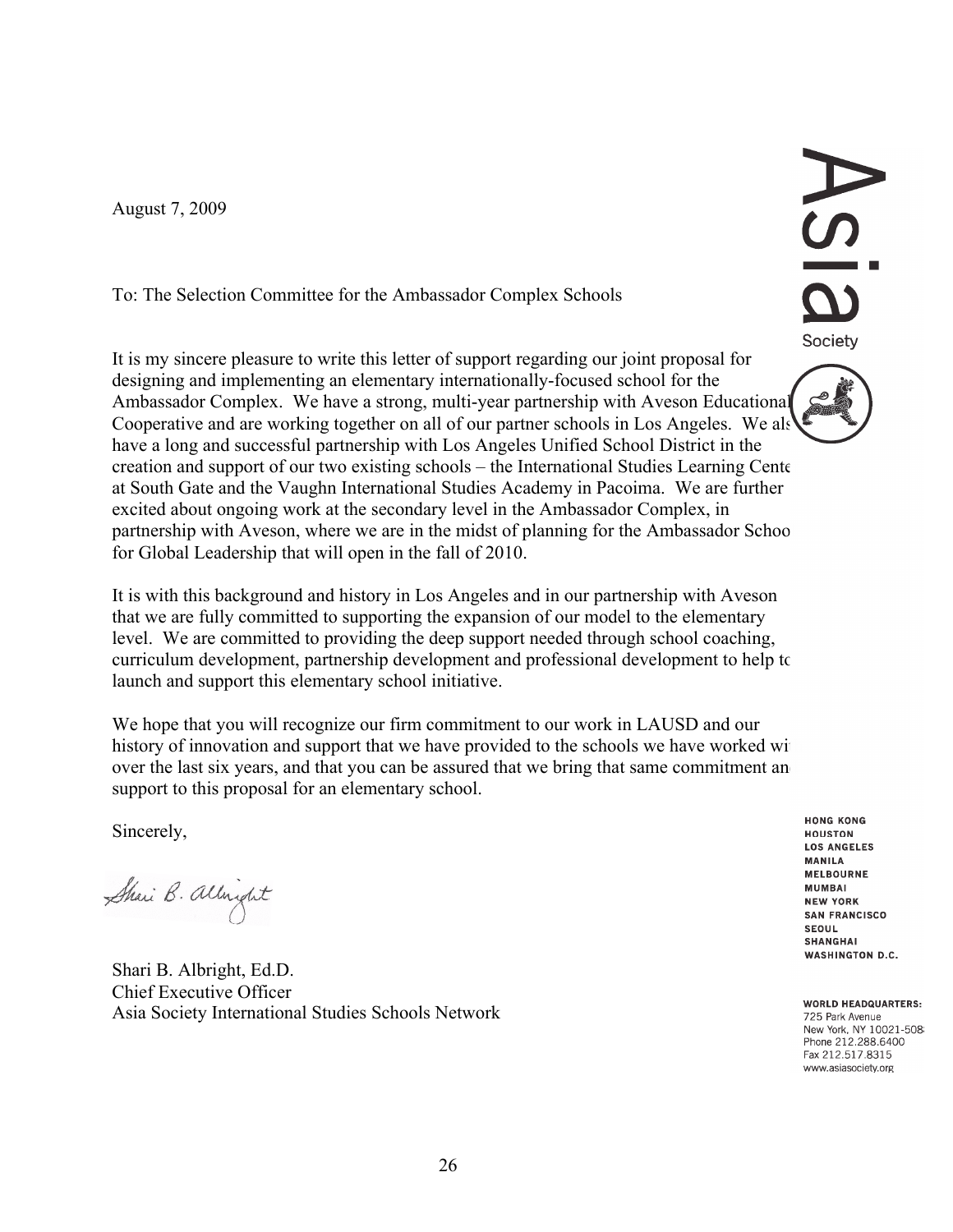August 7, 2009

To: The Selection Committee for the Ambassador Complex Schools

It is my sincere pleasure to write this letter of support regarding our joint proposal for designing and implementing an elementary internationally-focused school for the Ambassador Complex. We have a strong, multi-year partnership with Aveson Educational Cooperative and are working together on all of our partner schools in Los Angeles. We also have a long and successful partnership with Los Angeles Unified School District in the creation and support of our two existing schools – the International Studies Learning Center at South Gate and the Vaughn International Studies Academy in Pacoima. We are further excited about ongoing work at the secondary level in the Ambassador Complex, in partnership with Aveson, where we are in the midst of planning for the Ambassador School for Global Leadership that will open in the fall of 2010.

It is with this background and history in Los Angeles and in our partnership with Aveson that we are fully committed to supporting the expansion of our model to the elementary level. We are committed to providing the deep support needed through school coaching, curriculum development, partnership development and professional development to help to launch and support this elementary school initiative.

We hope that you will recognize our firm commitment to our work in LAUSD and our history of innovation and support that we have provided to the schools we have worked with over the last six years, and that you can be assured that we bring that same commitment and support to this proposal for an elementary school.

Sincerely,

Shari B. Albright

Shari B. Albright, Ed.D.
Chief Executive Officer
Asia Society International Studies Schools Network

Asia Society

HONG KONG
HOUSTON
LOS ANGELES
MANILA
MELBOURNE
MUMBAI
NEW YORK
SAN FRANCISCO
SEOUL
SHANGHAI
WASHINGTON D.C.

**WORLD HEADQUARTERS:**
725 Park Avenue
New York, NY 10021-508
Phone 212.288.6400
Fax 212.517.8315
www.asiasociety.org